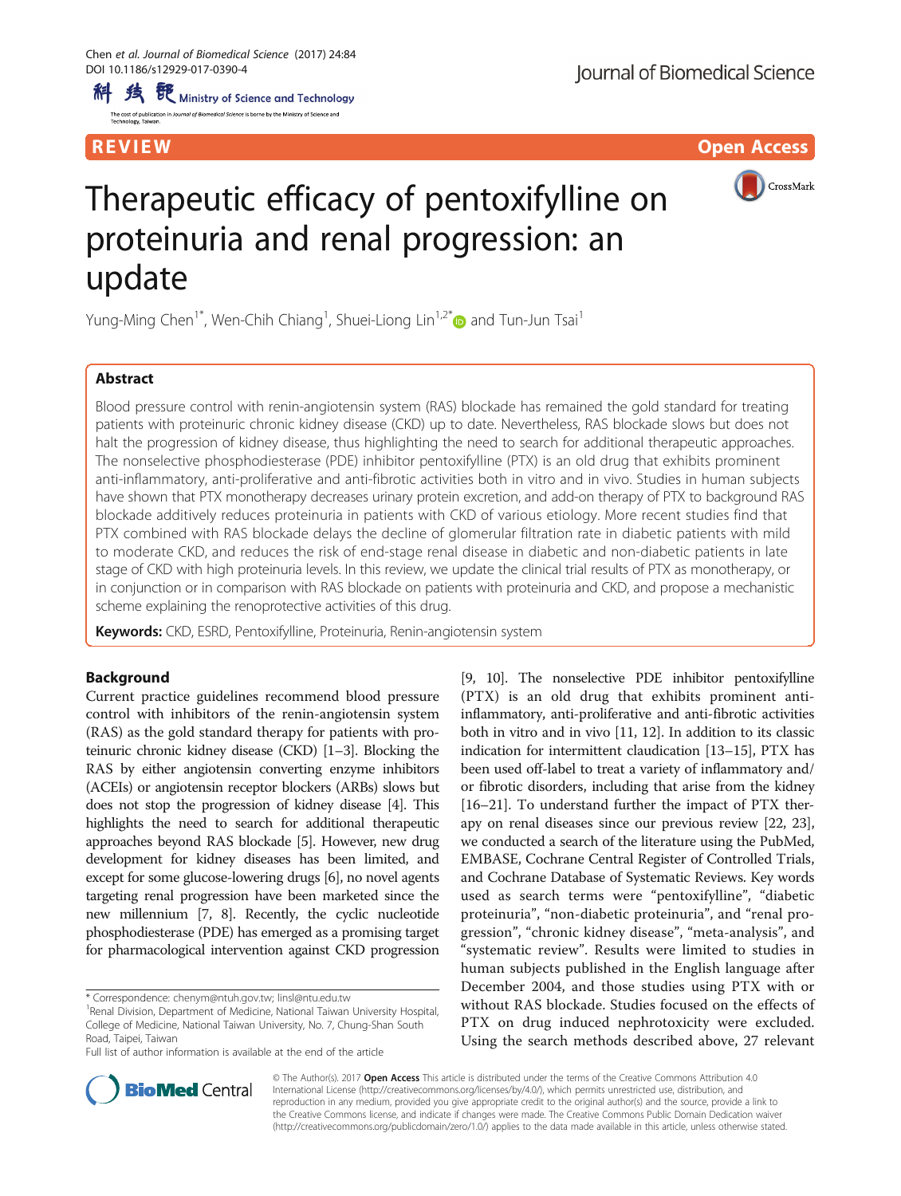REVIEW Open Access

# Therapeutic efficacy of pentoxifylline on proteinuria and renal progression: an update

Yung-Ming Chen[1*], Wen-Chih Chiang[1], Shuei-Liong Lin[1,2*] and Tun-Jun Tsai[1]

## Abstract

Blood pressure control with renin-angiotensin system (RAS) blockade has remained the gold standard for treating patients with proteinuric chronic kidney disease (CKD) up to date. Nevertheless, RAS blockade slows but does not halt the progression of kidney disease, thus highlighting the need to search for additional therapeutic approaches. The nonselective phosphodiesterase (PDE) inhibitor pentoxifylline (PTX) is an old drug that exhibits prominent anti-inflammatory, anti-proliferative and anti-fibrotic activities both in vitro and in vivo. Studies in human subjects have shown that PTX monotherapy decreases urinary protein excretion, and add-on therapy of PTX to background RAS blockade additively reduces proteinuria in patients with CKD of various etiology. More recent studies find that PTX combined with RAS blockade delays the decline of glomerular filtration rate in diabetic patients with mild to moderate CKD, and reduces the risk of end-stage renal disease in diabetic and non-diabetic patients in late stage of CKD with high proteinuria levels. In this review, we update the clinical trial results of PTX as monotherapy, or in conjunction or in comparison with RAS blockade on patients with proteinuria and CKD, and propose a mechanistic scheme explaining the renoprotective activities of this drug.

**Keywords:** CKD, ESRD, Pentoxifylline, Proteinuria, Renin-angiotensin system

## Background

Current practice guidelines recommend blood pressure control with inhibitors of the renin-angiotensin system (RAS) as the gold standard therapy for patients with proteinuric chronic kidney disease (CKD) [1–3]. Blocking the RAS by either angiotensin converting enzyme inhibitors (ACEIs) or angiotensin receptor blockers (ARBs) slows but does not stop the progression of kidney disease [4]. This highlights the need to search for additional therapeutic approaches beyond RAS blockade [5]. However, new drug development for kidney diseases has been limited, and except for some glucose-lowering drugs [6], no novel agents targeting renal progression have been marketed since the new millennium [7, 8]. Recently, the cyclic nucleotide phosphodiesterase (PDE) has emerged as a promising target for pharmacological intervention against CKD progression [9, 10]. The nonselective PDE inhibitor pentoxifylline (PTX) is an old drug that exhibits prominent anti-inflammatory, anti-proliferative and anti-fibrotic activities both in vitro and in vivo [11, 12]. In addition to its classic indication for intermittent claudication [13–15], PTX has been used off-label to treat a variety of inflammatory and/or fibrotic disorders, including that arise from the kidney [16–21]. To understand further the impact of PTX therapy on renal diseases since our previous review [22, 23], we conducted a search of the literature using the PubMed, EMBASE, Cochrane Central Register of Controlled Trials, and Cochrane Database of Systematic Reviews. Key words used as search terms were "pentoxifylline", "diabetic proteinuria", "non-diabetic proteinuria", and "renal progression", "chronic kidney disease", "meta-analysis", and "systematic review". Results were limited to studies in human subjects published in the English language after December 2004, and those studies using PTX with or without RAS blockade. Studies focused on the effects of PTX on drug induced nephrotoxicity were excluded. Using the search methods described above, 27 relevant

* Correspondence: chenym@ntuh.gov.tw; linsl@ntu.edu.tw
[1]Renal Division, Department of Medicine, National Taiwan University Hospital, College of Medicine, National Taiwan University, No. 7, Chung-Shan South Road, Taipei, Taiwan
Full list of author information is available at the end of the article

© The Author(s). 2017 **Open Access** This article is distributed under the terms of the Creative Commons Attribution 4.0 International License (http://creativecommons.org/licenses/by/4.0/), which permits unrestricted use, distribution, and reproduction in any medium, provided you give appropriate credit to the original author(s) and the source, provide a link to the Creative Commons license, and indicate if changes were made. The Creative Commons Public Domain Dedication waiver (http://creativecommons.org/publicdomain/zero/1.0/) applies to the data made available in this article, unless otherwise stated.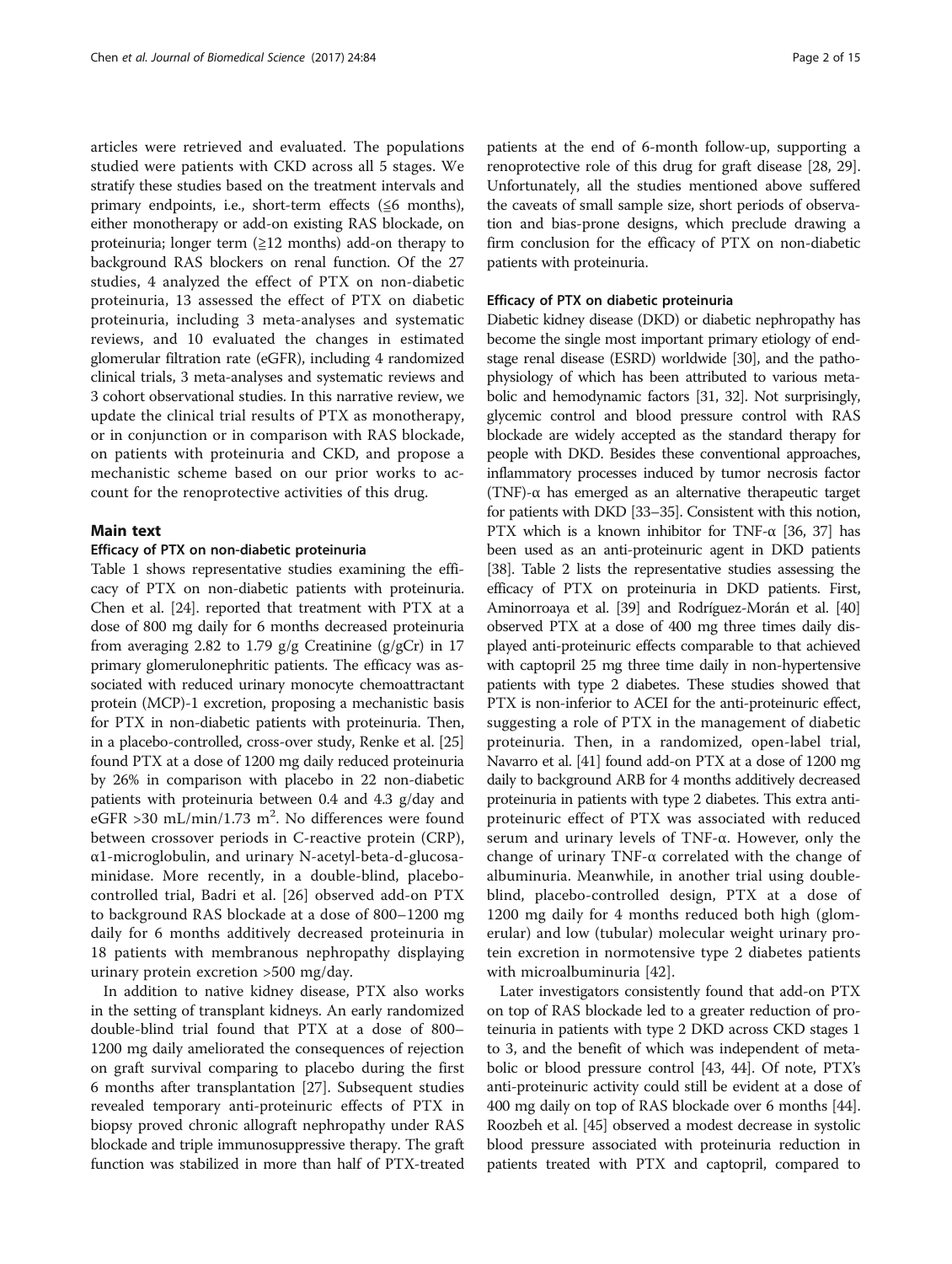articles were retrieved and evaluated. The populations studied were patients with CKD across all 5 stages. We stratify these studies based on the treatment intervals and primary endpoints, i.e., short-term effects (≤6 months), either monotherapy or add-on existing RAS blockade, on proteinuria; longer term (≥12 months) add-on therapy to background RAS blockers on renal function. Of the 27 studies, 4 analyzed the effect of PTX on non-diabetic proteinuria, 13 assessed the effect of PTX on diabetic proteinuria, including 3 meta-analyses and systematic reviews, and 10 evaluated the changes in estimated glomerular filtration rate (eGFR), including 4 randomized clinical trials, 3 meta-analyses and systematic reviews and 3 cohort observational studies. In this narrative review, we update the clinical trial results of PTX as monotherapy, or in conjunction or in comparison with RAS blockade, on patients with proteinuria and CKD, and propose a mechanistic scheme based on our prior works to account for the renoprotective activities of this drug.

## Main text

### Efficacy of PTX on non-diabetic proteinuria

Table 1 shows representative studies examining the efficacy of PTX on non-diabetic patients with proteinuria. Chen et al. [24]. reported that treatment with PTX at a dose of 800 mg daily for 6 months decreased proteinuria from averaging 2.82 to 1.79 g/g Creatinine (g/gCr) in 17 primary glomerulonephritic patients. The efficacy was associated with reduced urinary monocyte chemoattractant protein (MCP)-1 excretion, proposing a mechanistic basis for PTX in non-diabetic patients with proteinuria. Then, in a placebo-controlled, cross-over study, Renke et al. [25] found PTX at a dose of 1200 mg daily reduced proteinuria by 26% in comparison with placebo in 22 non-diabetic patients with proteinuria between 0.4 and 4.3 g/day and eGFR >30 mL/min/1.73 m$^2$. No differences were found between crossover periods in C-reactive protein (CRP), α1-microglobulin, and urinary N-acetyl-beta-d-glucosaminidase. More recently, in a double-blind, placebo-controlled trial, Badri et al. [26] observed add-on PTX to background RAS blockade at a dose of 800–1200 mg daily for 6 months additively decreased proteinuria in 18 patients with membranous nephropathy displaying urinary protein excretion >500 mg/day.

In addition to native kidney disease, PTX also works in the setting of transplant kidneys. An early randomized double-blind trial found that PTX at a dose of 800–1200 mg daily ameliorated the consequences of rejection on graft survival comparing to placebo during the first 6 months after transplantation [27]. Subsequent studies revealed temporary anti-proteinuric effects of PTX in biopsy proved chronic allograft nephropathy under RAS blockade and triple immunosuppressive therapy. The graft function was stabilized in more than half of PTX-treated patients at the end of 6-month follow-up, supporting a renoprotective role of this drug for graft disease [28, 29]. Unfortunately, all the studies mentioned above suffered the caveats of small sample size, short periods of observation and bias-prone designs, which preclude drawing a firm conclusion for the efficacy of PTX on non-diabetic patients with proteinuria.

### Efficacy of PTX on diabetic proteinuria

Diabetic kidney disease (DKD) or diabetic nephropathy has become the single most important primary etiology of end-stage renal disease (ESRD) worldwide [30], and the pathophysiology of which has been attributed to various metabolic and hemodynamic factors [31, 32]. Not surprisingly, glycemic control and blood pressure control with RAS blockade are widely accepted as the standard therapy for people with DKD. Besides these conventional approaches, inflammatory processes induced by tumor necrosis factor (TNF)-α has emerged as an alternative therapeutic target for patients with DKD [33–35]. Consistent with this notion, PTX which is a known inhibitor for TNF-α [36, 37] has been used as an anti-proteinuric agent in DKD patients [38]. Table 2 lists the representative studies assessing the efficacy of PTX on proteinuria in DKD patients. First, Aminorroaya et al. [39] and Rodríguez-Morán et al. [40] observed PTX at a dose of 400 mg three times daily displayed anti-proteinuric effects comparable to that achieved with captopril 25 mg three time daily in non-hypertensive patients with type 2 diabetes. These studies showed that PTX is non-inferior to ACEI for the anti-proteinuric effect, suggesting a role of PTX in the management of diabetic proteinuria. Then, in a randomized, open-label trial, Navarro et al. [41] found add-on PTX at a dose of 1200 mg daily to background ARB for 4 months additively decreased proteinuria in patients with type 2 diabetes. This extra anti-proteinuric effect of PTX was associated with reduced serum and urinary levels of TNF-α. However, only the change of urinary TNF-α correlated with the change of albuminuria. Meanwhile, in another trial using double-blind, placebo-controlled design, PTX at a dose of 1200 mg daily for 4 months reduced both high (glomerular) and low (tubular) molecular weight urinary protein excretion in normotensive type 2 diabetes patients with microalbuminuria [42].

Later investigators consistently found that add-on PTX on top of RAS blockade led to a greater reduction of proteinuria in patients with type 2 DKD across CKD stages 1 to 3, and the benefit of which was independent of metabolic or blood pressure control [43, 44]. Of note, PTX's anti-proteinuric activity could still be evident at a dose of 400 mg daily on top of RAS blockade over 6 months [44]. Roozbeh et al. [45] observed a modest decrease in systolic blood pressure associated with proteinuria reduction in patients treated with PTX and captopril, compared to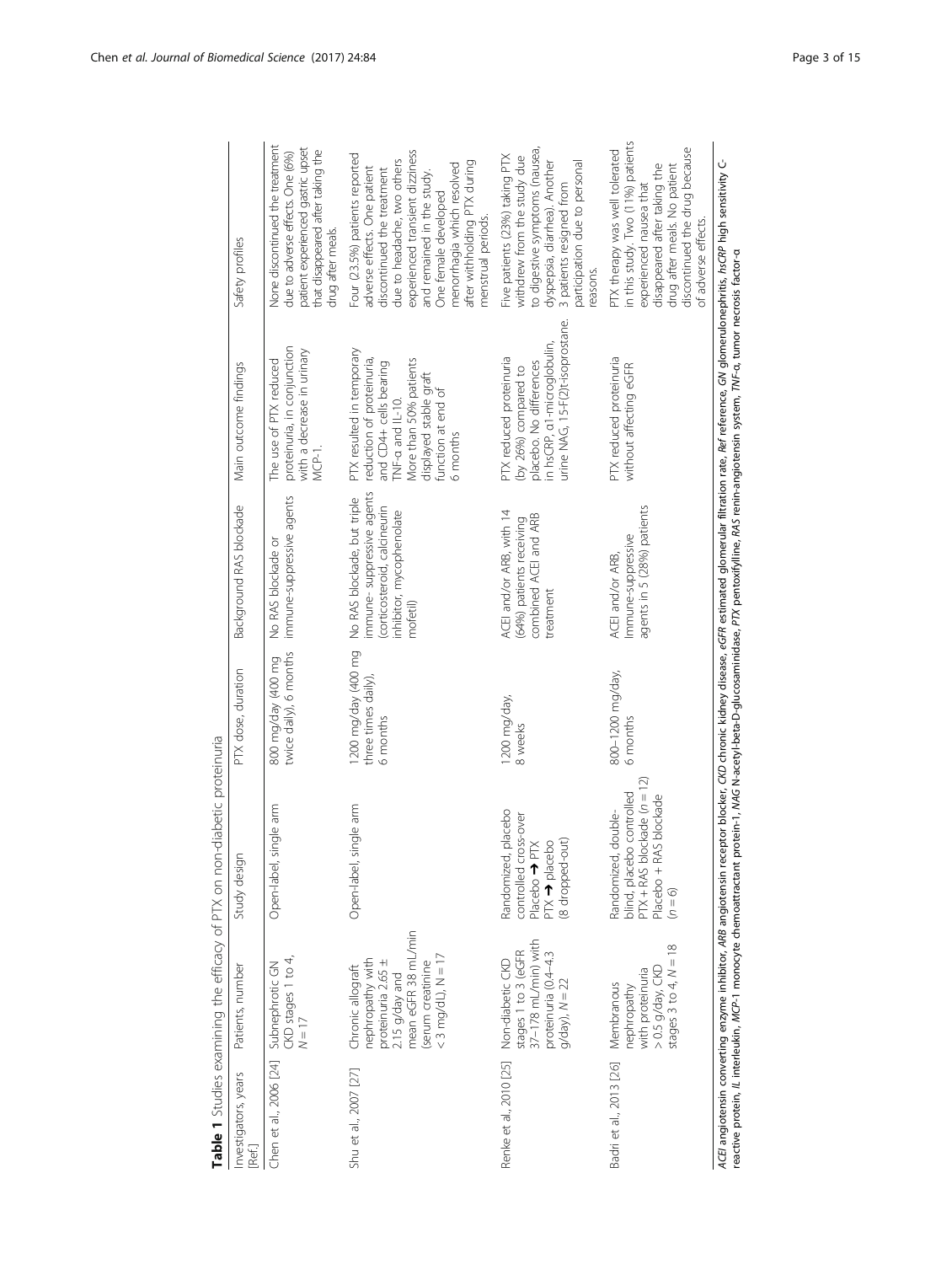**Table 1** Studies examining the efficacy of PTX on non-diabetic proteinuria

| Investigators, years [Ref.] | Patients, number | Study design | PTX dose, duration | Background RAS blockade | Main outcome findings | Safety profiles |
|---|---|---|---|---|---|---|
| Chen et al., 2006 [24] | Subnephrotic GN CKD stages 1 to 4, $N = 17$ | Open-label, single arm | 800 mg/day (400 mg twice daily), 6 months | No RAS blockade or immune-suppressive agents | The use of PTX reduced proteinuria, in conjunction with a decrease in urinary MCP-1. | None discontinued the treatment due to adverse effects. One (6%) patient experienced gastric upset that disappeared after taking the drug after meals. |
| Shu et al., 2007 [27] | Chronic allograft nephropathy with proteinuria 2.65 ± 2.15 g/day and mean eGFR 38 mL/min (serum creatinine < 3 mg/dL), $N = 17$ | Open-label, single arm | 1200 mg/day (400 mg three times daily), 6 months | No RAS blockade, but triple immune- suppressive agents (corticosteroid, calcineurin inhibitor, mycophenolate mofetil) | PTX resulted in temporary reduction of proteinuria, and CD4+ cells bearing TNF-α and IL-10. More than 50% patients displayed stable graft function at end of 6 months | Four (23.5%) patients reported adverse effects. One patient discontinued the treatment due to headache, two others experienced transient dizziness and remained in the study. One female developed menorrhagia which resolved after withholding PTX during menstrual periods. |
| Renke et al., 2010 [25] | Non-diabetic CKD stages 1 to 3 (eGFR 37–178 mL/min) with proteinuria (0.4–4.3 g/day), $N = 22$ | Randomized, placebo controlled cross-over Placebo → PTX PTX → placebo (8 dropped-out) | 1200 mg/day, 8 weeks | ACEI and/or ARB, with 14 (64%) patients receiving combined ACEI and ARB treatment | PTX reduced proteinuria (by 26%) compared to placebo. No differences in hsCRP, α1-microglobulin, urine NAG, 15-F(2)t-isoprostane. | Five patients (23%) taking PTX withdrew from the study due to digestive symptoms (nausea, dyspepsia, diarrhea). Another 3 patients resigned from participation due to personal reasons. |
| Badri et al., 2013 [26] | Membranous nephropathy with proteinuria > 0.5 g/day, CKD stages 3 to 4, $N = 18$ | Randomized, double-blind, placebo controlled PTX + RAS blockade ($n = 12$) Placebo + RAS blockade ($n = 6$) | 800–1200 mg/day, 6 months | ACEI and/or ARB, Immune-suppressive agents in 5 (28%) patients | PTX reduced proteinuria without affecting eGFR | PTX therapy was well tolerated in this study. Two (11%) patients experienced nausea that disappeared after taking the drug after meals. No patient discontinued the drug because of adverse effects. |

*ACEI* angiotensin converting enzyme inhibitor, *ARB* angiotensin receptor blocker, *CKD* chronic kidney disease, *eGFR* estimated glomerular filtration rate, *Ref* reference, *GN* glomerulonephritis, *hsCRP* high sensitivity C-reactive protein, *IL* interleukin, *MCP-1* monocyte chemoattractant protein-1, *NAG* N-acetyl-beta-D-glucosaminidase, *PTX* pentoxifylline, *RAS* renin-angiotensin system, *TNF-α*, tumor necrosis factor-α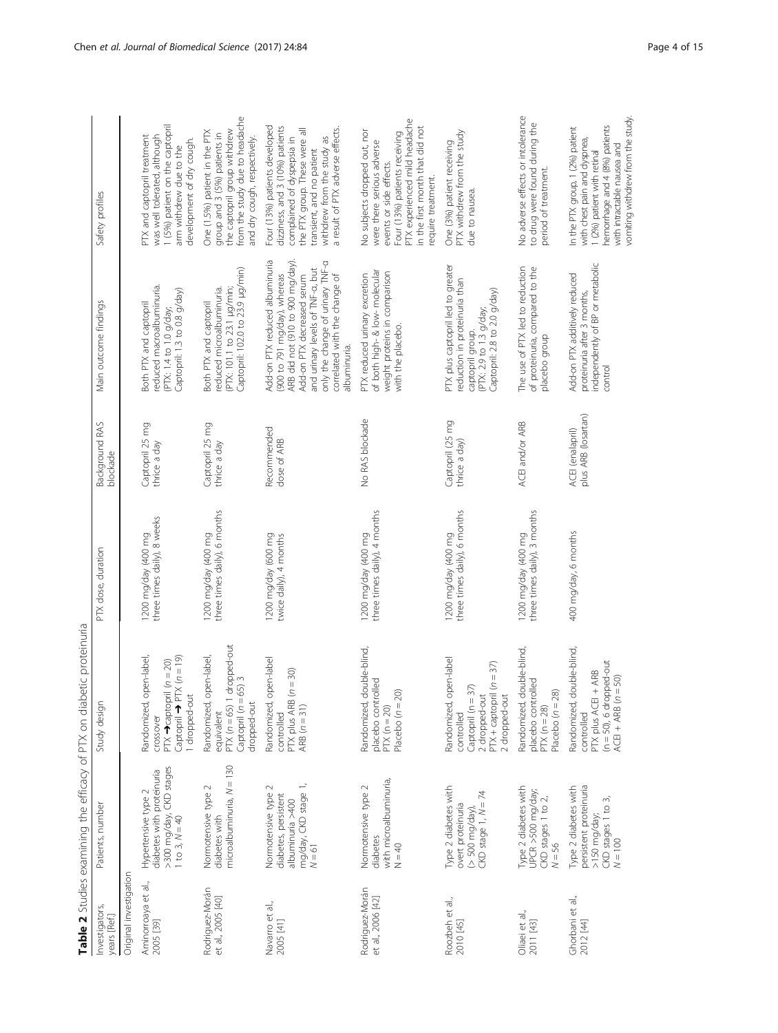**Table 2** Studies examining the efficacy of PTX on diabetic proteinuria

| Investigators, years [Ref] | Patients, number | Study design | PTX dose, duration | Background RAS blockade | Main outcome findings | Safety profiles |
|---|---|---|---|---|---|---|
| Original investigation | | | | | | |
| Aminorroaya et al., 2005 [39] | Hypertensive type 2 diabetes with proteinuria >300 mg/day, CKD stages 1 to 3, $N = 40$ | Randomized, open-label, crossover PTX ➔ captopril ($n = 20$) Captopril ➔ PTX ($n = 19$) 1 dropped-out | 1200 mg/day (400 mg three times daily), 8 weeks | Captopril 25 mg thrice a day | Both PTX and captopril reduced macroalbuminuria. (PTX: 1.4 to 1.0 g/day; Captopril: 1.3 to 0.8 g/day) | PTX and captopril treatment was well tolerated, although 1 (5%) patient on the captopril arm withdrew due to the development of dry cough. |
| Rodríguez-Morán et al., 2005 [40] | Normotensive type 2 diabetes with microalbuminuria, $N = 130$ | Randomized, open-label, equivalent PTX ($n = 65$) 1 dropped-out Captopril ($n = 65$) 3 dropped-out | 1200 mg/day (400 mg three times daily), 6 months | Captopril 25 mg thrice a day | Both PTX and captopril reduced microalbuminuria. (PTX: 101.1 to 23.1 μg/min; Captopril: 102.0 to 23.9 μg/min) | One (1.5%) patient in the PTX group and 3 (5%) patients in the captopril group withdrew from the study due to headache and dry cough, respectively. |
| Navarro et al., 2005 [41] | Normotensive type 2 diabetes, persistent albuminuria >400 mg/day, CKD stage 1, $N = 61$ | Randomized, open-label controlled PTX plus ARB ($n = 30$) ARB ($n = 31$) | 1200 mg/day (600 mg twice daily), 4 months | Recommended dose of ARB | Add-on PTX reduced albuminuria (900 to 791 mg/day), whereas ARB did not (910 to 900 mg/day). Add-on PTX decreased serum and urinary levels of TNF-α, but only the change of urinary TNF-α correlated with the change of albuminuria. | Four (13%) patients developed dizziness, and 3 (10%) patients complained of dyspepsia in the PTX group. These were all transient, and no patient withdrew from the study as a result of PTX adverse effects. |
| Rodríguez-Morán et al., 2006 [42] | Normotensive type 2 diabetes with microalbuminuria, $N = 40$ | Randomized, double-blind, placebo controlled PTX ($n = 20$) Placebo ($n = 20$) | 1200 mg/day (400 mg three times daily), 4 months | No RAS blockade | PTX reduced urinary excretion of both high- & low- molecular weight proteins in comparison with the placebo. | No subjects dropped out, nor were there serious adverse events or side effects. Four (13%) patients receiving PTX experienced mild headache in the first month that did not require treatment. |
| Roozbeh et al., 2010 [45] | Type 2 diabetes with overt proteinuria (> 500 mg/day), CKD stage 1, $N = 74$ | Randomized, open-label controlled Captopril ($n = 37$) 2 dropped-out PTX + captopril ($n = 37$) 2 dropped-out | 1200 mg/day (400 mg three times daily), 6 months | Captopril (25 mg thrice a day) | PTX plus captopril led to greater reduction in proteinuria than captopril group. (PTX: 2.9 to 1.3 g/day; Captopril: 2.8 to 2.0 g/day) | One (3%) patient receiving PTX withdrew from the study due to nausea. |
| Oliaei et al., 2011 [43] | Type 2 diabetes with UPCR >500 mg/day; CKD stages 1 to 2, $N = 56$ | Randomized, double-blind, placebo controlled PTX ($n = 28$) Placebo ($n = 28$) | 1200 mg/day (400 mg three times daily), 3 months | ACEI and/or ARB | The use of PTX led to reduction of proteinuria, compared to the placebo group | No adverse effects or intolerance to drug were found during the period of treatment. |
| Ghorbani et al., 2012 [44] | Type 2 diabetes with persistent proteinuria >150 mg/day; CKD stages 1 to 3, $N = 100$ | Randomized, double-blind, controlled PTX plus ACEI + ARB ($n = 50$), 6 dropped-out ACEI + ARB ($n = 50$) | 400 mg/day, 6 months | ACEI (enalapril) plus ARB (losartan) | Add-on PTX additively reduced proteinuria after 3 months, independently of BP or metabolic control | In the PTX group, 1 (2%) patient with chest pain and dyspnea, 1 (2%) patient with retinal hemorrhage and 4 (8%) patients with intractable nausea and vomiting withdrew from the study. |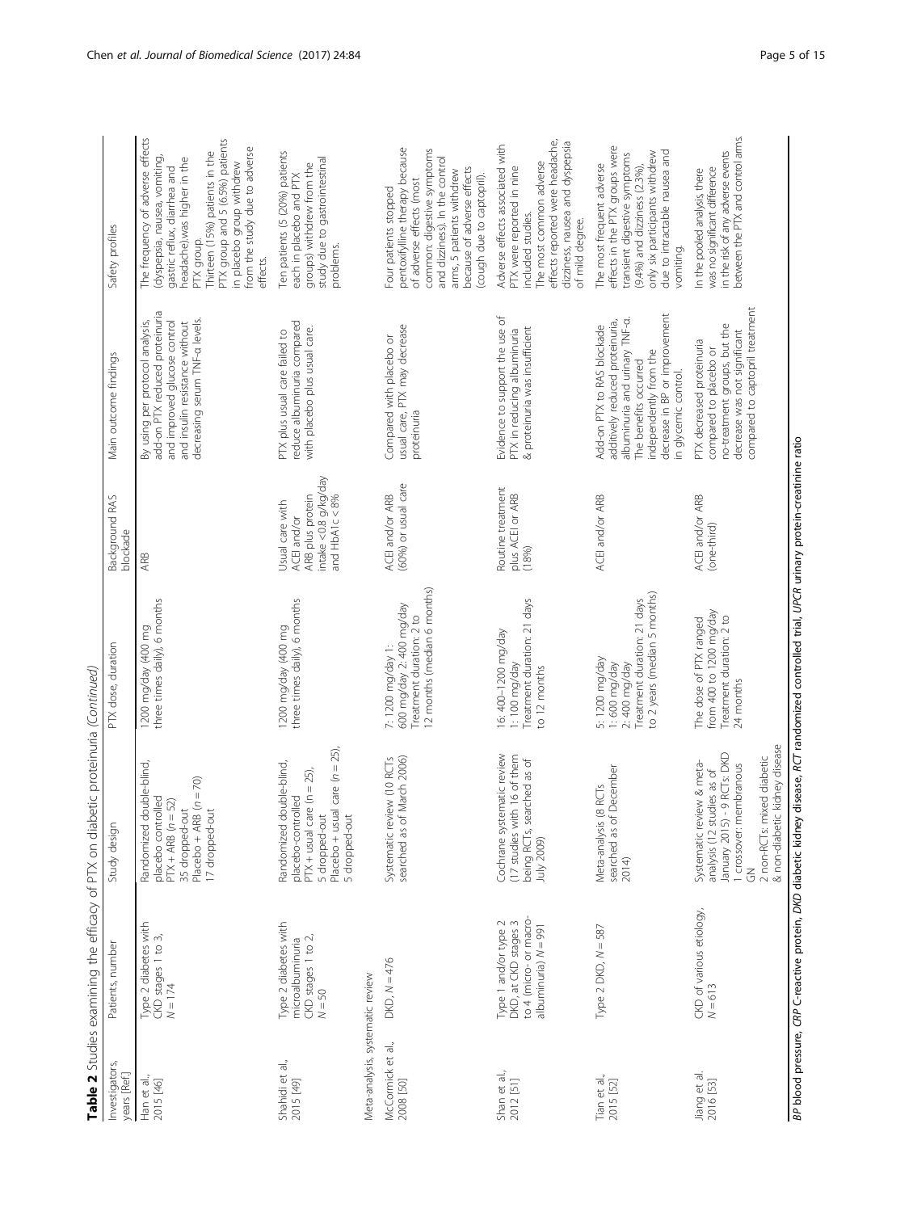**Table 2** Studies examining the efficacy of PTX on diabetic proteinuria *(Continued)*

| Investigators, years [Ref.] | Patients, number | Study design | PTX dose, duration | Background RAS blockade | Main outcome findings | Safety profiles |
|---|---|---|---|---|---|---|
| Han et al., 2015 [46] | Type 2 diabetes with CKD stages 1 to 3, $N = 174$ | Randomized double-blind, placebo controlled PTX + ARB ($n = 52$) 35 dropped-out Placebo + ARB ($n = 70$) 17 dropped-out | 1200 mg/day (400 mg three times daily), 6 months | ARB | By using per protocol analysis, add-on PTX reduced proteinuria and improved glucose control and insulin resistance without decreasing serum TNF-α levels. | The frequency of adverse effects (dyspepsia, nausea, vomiting, gastric reflux, diarrhea and headache).was higher in the PTX group. Thirteen (15%) patients in the PTX group and 5 (6.5%) patients in placebo group withdrew from the study due to adverse effects. |
| Shahidi et al., 2015 [49] | Type 2 diabetes with microalbuminuria CKD stages 1 to 2, $N = 50$ | Randomized double-blind, placebo-controlled PTX + usual care ($n = 25$), 5 dropped-out Placebo + usual care ($n = 25$), 5 dropped-out | 1200 mg/day (400 mg three times daily), 6 months | Usual care with ACEI and/or ARB plus protein intake <0.8 g/kg/day and HbA1c < 8% | PTX plus usual care failed to reduce albuminuria compared with placebo plus usual care. | Ten patients (5 (20%) patients each in placebo and PTX groups) withdrew from the study due to gastrointestinal problems. |
| Meta-analysis, systematic review | | | | | | |
| McCormick et al., 2008 [50] | DKD, $N = 476$ | Systematic review (10 RCTs searched as of March 2006) | 7: 1200 mg/day 1: 600 mg/day 2: 400 mg/day Treatment duration: 2 to 12 months (median 6 months) | ACEI and/or ARB (60%) or usual care | Compared with placebo or usual care, PTX may decrease proteinuria | Four patients stopped pentoxifylline therapy because of adverse effects (most common: digestive symptoms and dizziness). In the control arms, 5 patients withdrew because of adverse effects (cough due to captopril). |
| Shan et al., 2012 [51] | Type 1 and/or type 2 DKD, at CKD stages 3 to 4 (micro- or macro-albuminuria) $N = 991$ | Cochrane systematic review (17 studies with 16 of them being RCTs, searched as of July 2009) | 16: 400–1200 mg/day 1: 100 mg/day Treatment duration: 21 days to 12 months | Routine treatment plus ACEI or ARB (18%) | Evidence to support the use of PTX in reducing albuminuria & proteinuria was insufficient | Adverse effects associated with PTX were reported in nine included studies. The most common adverse effects reported were headache, dizziness, nausea and dyspepsia of mild degree. |
| Tian et al., 2015 [52] | Type 2 DKD, $N = 587$ | Meta-analysis (8 RCTs searched as of December 2014) | 5: 1200 mg/day 1: 600 mg/day 2: 400 mg/day Treatment duration: 21 days to 2 years (median 5 months) | ACEI and/or ARB | Add-on PTX to RAS blockade additively reduced proteinuria, albuminuria and urinary TNF-α. The benefits occurred independently from the decrease in BP or improvement in glycemic control. | The most frequent adverse effects in the PTX groups were transient digestive symptoms (9.4%) and dizziness (2.3%), only six participants withdrew due to intractable nausea and vomiting. |
| Jiang et al. 2016 [53] | CKD of various etiology, $N = 613$ | Systematic review & meta-analysis (12 studies as of January 2015) - 9 RCTs: DKD 1 crossover: membranous GN 2 non-RCTs: mixed diabetic & non-diabetic kidney disease | The dose of PTX ranged from 400 to 1200 mg/day Treatment duration: 2 to 24 months | ACEI and/or ARB (one-third) | PTX decreased proteinuria compared to placebo or no-treatment groups, but the decrease was not significant compared to captopril treatment | In the pooled analysis, there was no significant difference in the risk of any adverse events between the PTX and control arms. |

*BP* blood pressure, *CRP* C-reactive protein, *DKD* diabetic kidney disease, *RCT* randomized controlled trial, *UPCR* urinary protein-creatinine ratio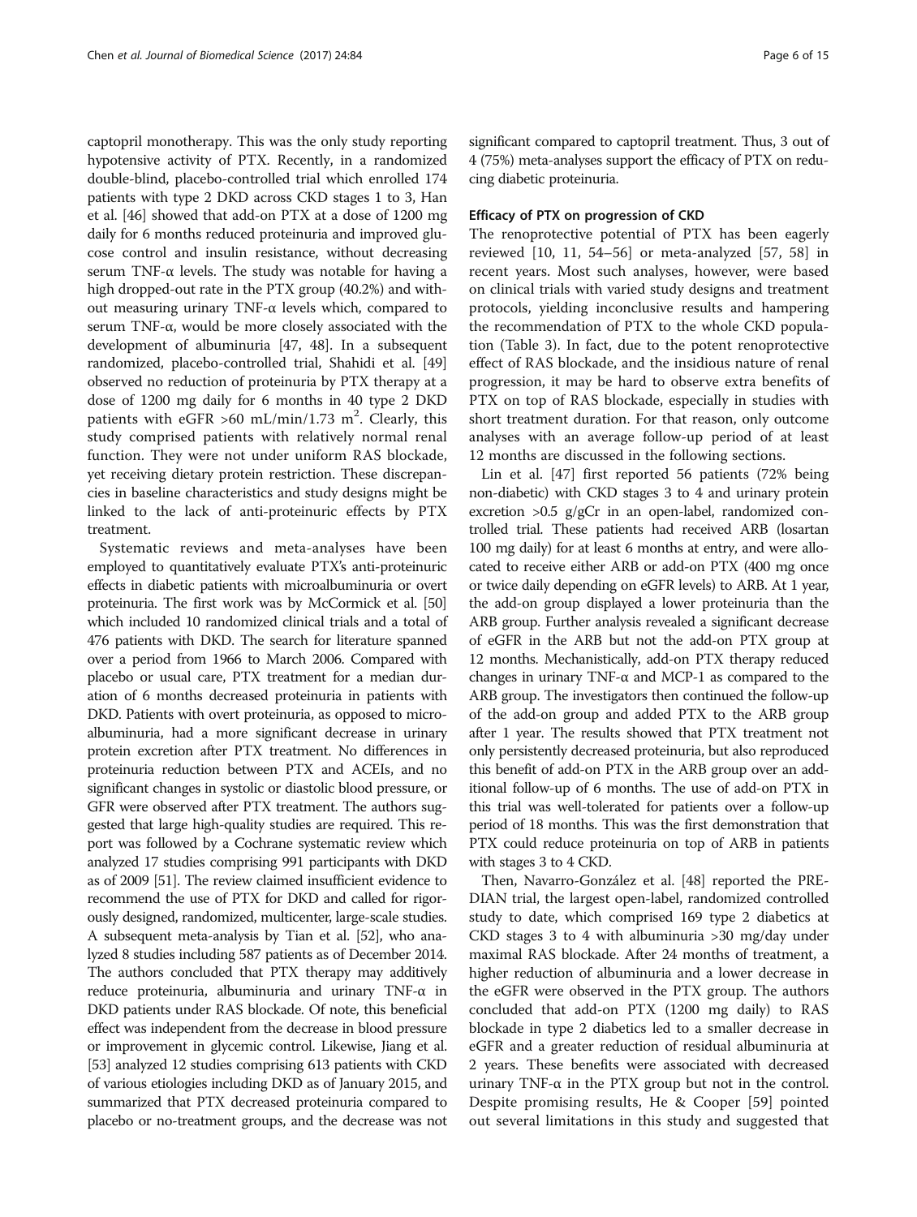captopril monotherapy. This was the only study reporting hypotensive activity of PTX. Recently, in a randomized double-blind, placebo-controlled trial which enrolled 174 patients with type 2 DKD across CKD stages 1 to 3, Han et al. [46] showed that add-on PTX at a dose of 1200 mg daily for 6 months reduced proteinuria and improved glucose control and insulin resistance, without decreasing serum TNF-α levels. The study was notable for having a high dropped-out rate in the PTX group (40.2%) and without measuring urinary TNF-α levels which, compared to serum TNF-α, would be more closely associated with the development of albuminuria [47, 48]. In a subsequent randomized, placebo-controlled trial, Shahidi et al. [49] observed no reduction of proteinuria by PTX therapy at a dose of 1200 mg daily for 6 months in 40 type 2 DKD patients with eGFR >60 mL/min/1.73 $m^2$. Clearly, this study comprised patients with relatively normal renal function. They were not under uniform RAS blockade, yet receiving dietary protein restriction. These discrepancies in baseline characteristics and study designs might be linked to the lack of anti-proteinuric effects by PTX treatment.

Systematic reviews and meta-analyses have been employed to quantitatively evaluate PTX's anti-proteinuric effects in diabetic patients with microalbuminuria or overt proteinuria. The first work was by McCormick et al. [50] which included 10 randomized clinical trials and a total of 476 patients with DKD. The search for literature spanned over a period from 1966 to March 2006. Compared with placebo or usual care, PTX treatment for a median duration of 6 months decreased proteinuria in patients with DKD. Patients with overt proteinuria, as opposed to microalbuminuria, had a more significant decrease in urinary protein excretion after PTX treatment. No differences in proteinuria reduction between PTX and ACEIs, and no significant changes in systolic or diastolic blood pressure, or GFR were observed after PTX treatment. The authors suggested that large high-quality studies are required. This report was followed by a Cochrane systematic review which analyzed 17 studies comprising 991 participants with DKD as of 2009 [51]. The review claimed insufficient evidence to recommend the use of PTX for DKD and called for rigorously designed, randomized, multicenter, large-scale studies. A subsequent meta-analysis by Tian et al. [52], who analyzed 8 studies including 587 patients as of December 2014. The authors concluded that PTX therapy may additively reduce proteinuria, albuminuria and urinary TNF-α in DKD patients under RAS blockade. Of note, this beneficial effect was independent from the decrease in blood pressure or improvement in glycemic control. Likewise, Jiang et al. [53] analyzed 12 studies comprising 613 patients with CKD of various etiologies including DKD as of January 2015, and summarized that PTX decreased proteinuria compared to placebo or no-treatment groups, and the decrease was not significant compared to captopril treatment. Thus, 3 out of 4 (75%) meta-analyses support the efficacy of PTX on reducing diabetic proteinuria.

#### Efficacy of PTX on progression of CKD

The renoprotective potential of PTX has been eagerly reviewed [10, 11, 54–56] or meta-analyzed [57, 58] in recent years. Most such analyses, however, were based on clinical trials with varied study designs and treatment protocols, yielding inconclusive results and hampering the recommendation of PTX to the whole CKD population (Table 3). In fact, due to the potent renoprotective effect of RAS blockade, and the insidious nature of renal progression, it may be hard to observe extra benefits of PTX on top of RAS blockade, especially in studies with short treatment duration. For that reason, only outcome analyses with an average follow-up period of at least 12 months are discussed in the following sections.

Lin et al. [47] first reported 56 patients (72% being non-diabetic) with CKD stages 3 to 4 and urinary protein excretion >0.5 g/gCr in an open-label, randomized controlled trial. These patients had received ARB (losartan 100 mg daily) for at least 6 months at entry, and were allocated to receive either ARB or add-on PTX (400 mg once or twice daily depending on eGFR levels) to ARB. At 1 year, the add-on group displayed a lower proteinuria than the ARB group. Further analysis revealed a significant decrease of eGFR in the ARB but not the add-on PTX group at 12 months. Mechanistically, add-on PTX therapy reduced changes in urinary TNF-α and MCP-1 as compared to the ARB group. The investigators then continued the follow-up of the add-on group and added PTX to the ARB group after 1 year. The results showed that PTX treatment not only persistently decreased proteinuria, but also reproduced this benefit of add-on PTX in the ARB group over an additional follow-up of 6 months. The use of add-on PTX in this trial was well-tolerated for patients over a follow-up period of 18 months. This was the first demonstration that PTX could reduce proteinuria on top of ARB in patients with stages 3 to 4 CKD.

Then, Navarro-González et al. [48] reported the PREDIAN trial, the largest open-label, randomized controlled study to date, which comprised 169 type 2 diabetics at CKD stages 3 to 4 with albuminuria >30 mg/day under maximal RAS blockade. After 24 months of treatment, a higher reduction of albuminuria and a lower decrease in the eGFR were observed in the PTX group. The authors concluded that add-on PTX (1200 mg daily) to RAS blockade in type 2 diabetics led to a smaller decrease in eGFR and a greater reduction of residual albuminuria at 2 years. These benefits were associated with decreased urinary TNF-α in the PTX group but not in the control. Despite promising results, He & Cooper [59] pointed out several limitations in this study and suggested that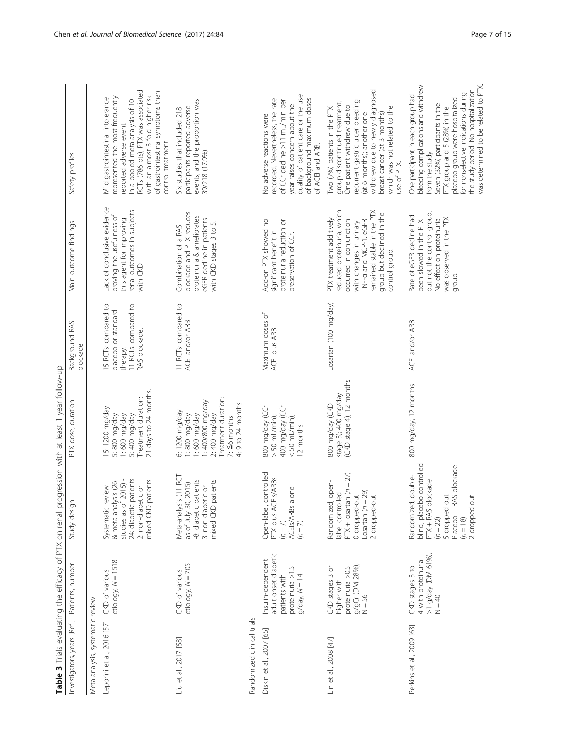**Table 3** Trials evaluating the efficacy of PTX on renal progression with at least 1 year follow-up

| Investigators, years [Ref.] | Patients, number | Study design | PTX dose, duration | Background RAS blockade | Main outcome findings | Safety profiles |
|---|---|---|---|---|---|---|
| Meta-analysis, systematic review | | | | | | |
| Leporini et al., 2016 [57] | CKD of various etiology, N = 1518 | Systematic review & meta-analysis (26 studies as of 2015) - 24: diabetic patients 2: non-diabetic or mixed CKD patients | 15: 1200 mg/day 5: 800 mg/day 1: 600 mg/day 5: 400 mg/day Treatment duration: 21 days to 24 months. | 15 RCTs: compared to placebo or standard therapy. 11 RCTs: compared to RAS blockade. | Lack of conclusive evidence proving the usefulness of this agent for improving renal outcomes in subjects with CKD | Mild gastrointestinal intolerance represented the most frequently reported adverse event. In a pooled meta-analysis of 10 RCTs (786 pts), PTX was associated with an almost 3-fold higher risk of gastrointestinal symptoms than control treatment. |
| Liu et al., 2017 [58] | CKD of various etiology, N = 705 | Meta-analysis (11 RCT as of July 30, 2015) -8: diabetic patients 3: non-diabetic or mixed CKD patients | 6: 1200 mg/day 1: 800 mg/day 1: 600 mg/day 1: 400/800 mg/day 2: 400 mg/day Treatment duration: 7: ≤6 months 4: 9 to 24 months. | 11 RCTs: compared to ACEI and/or ARB | Combination of a RAS blockade and PTX reduces proteinuria & ameliorates eGFR decline in patients with CKD stages 3 to 5. | Six studies that included 218 participants reported adverse events, and the proportion was 39/218 (17.9%). |
| Randomized clinical trials | | | | | | |
| Diskin et al., 2007 [65] | Insulin-dependent adult onset diabetic patients with proteinuria >1.5 g/day, N = 14 | Open-label, controlled PTX plus ACEIs/ARBs (n = 7) ACEIs/ARBs alone (n = 7) | 800 mg/day (CCr > 50 mL/min); 400 mg/day (CCr < 50 mL/min), 12 months | Maximum doses of ACEI plus ARB | Add-on PTX showed no significant benefit in proteinuria reduction or preservation of CCr. | No adverse reactions were recorded. Nevertheless, the rate of CCr decline >11 mL/min per year raises concern about the quality of patient care or the use of background maximum doses of ACEI and ARB. |
| Lin et al., 2008 [47] | CKD stages 3 or higher with proteinuria >0.5 g/gCr (DM 28%), N = 56 | Randomized, open-label controlled PTX + losartan (n = 27) 0 dropped-out Losartan (n = 29) 2 dropped-out | 800 mg/day (CKD stage 3); 400 mg/day (CKD stage 4), 12 months | Losartan (100 mg/day) | PTX treatment additively reduced proteinuria, which occurred in conjunction with changes in urinary TNF-α and MCP-1. eGFR remained stable in the PTX group but declined in the control group. | Two (7%) patients in the PTX group discontinued treatment. One patient withdrew due to recurrent gastric ulcer bleeding (at 6 months); another one withdrew due to newly diagnosed breast cancer (at 3 months) which was not related to the use of PTX. |
| Perkins et al., 2009 [63] | CKD stages 3 to 4 with proteinuria >1 g/day (DM 61%), N = 40 | Randomized, double-blind, placebo controlled PTX + RAS blockade (n = 22) 5 dropped out Placebo + RAS blockade (n = 18) 2 dropped-out | 800 mg/day, 12 months | ACEI and/or ARB | Rate of eGFR decline had been slowed in the PTX but not the control group. No effect on proteinuria was observed in the PTX group. | One participant in each group had bleeding complications and withdrew from the study. Seven (32%) participants in the PTX group and 5 (28%) in the placebo group were hospitalized for nonselective indications during the study period. No hospitalization was determined to be related to PTX. |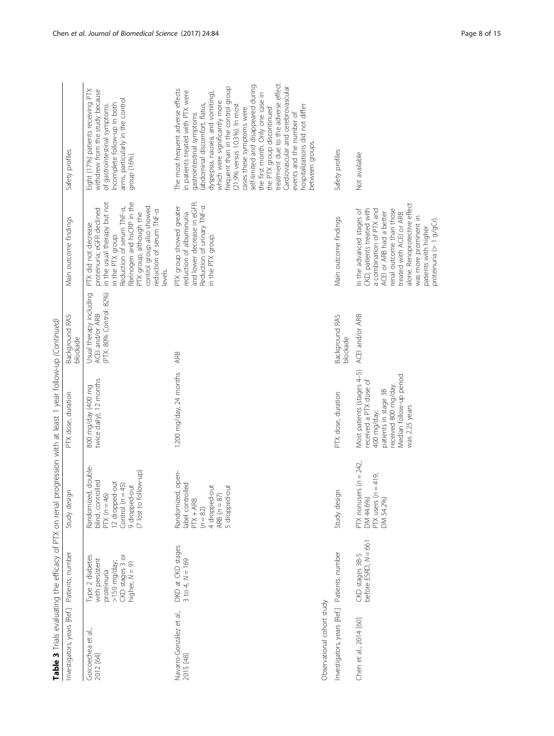**Table 3** Trials evaluating the efficacy of PTX on renal progression with at least 1 year follow-up *(Continued)*

| Investigators, years [Ref.] | Patients, number | Study design | PTX dose, duration | Background RAS blockade | Main outcome findings | Safety profiles |
|---|---|---|---|---|---|---|
| Goicoechea et al., 2012 [64] | Type 2 diabetes with persistent proteinuria >150 mg/day; CKD stages 3 or higher, N = 91 | Randomized, double-blind, controlled PTX (n = 46) 12 dropped-out Control (n = 45) 9 dropped-out (7 lost to follow-up) | 800 mg/day (400 mg twice daily), 12 months | Usual therapy including ACEI and/or ARB (PTX: 80% Control: 82%) | PTX did not decrease proteinuria; eGFR declined in the usual therapy but not in the PTX group. Reduction of serum TNF-α, fibrinogen and hsCRP in the PTX group, although the control group also showed reduction of serum TNF-α levels. | Eight (17%) patients receiving PTX withdrew from the study because of gastrointestinal symptoms. Incomplete follow-up in both arms, particularly in the control group (16%). |
| Navarro-González et al., 2015 [48] | DKD at CKD stages 3 to 4, N = 169 | Randomized, open-label controlled PTX + ARB (n = 82) 4 dropped-out ARB (n = 87) 5 dropped-out | 1200 mg/day, 24 months | ARB | PTX group showed greater reduction of albuminuria and lower decrease in eGFR. Reduction of urinary TNF-α in the PTX group. | The most frequent adverse effects in patients treated with PTX were gastrointestinal symptoms (abdominal discomfort, flatus, dyspepsia, nausea, and vomiting), which were significantly more frequent than in the control group (21.9% versus 10.3%). In most cases these symptoms were self-limited and disappeared during the first month. Only one case in the PTX group discontinued treatment due to the adverse effect. Cardiovascular and cerebrovascular events and the number of hospitalizations did not differ between groups. |
| *Observational cohort study* | | | | | | |
| Investigators, years [Ref.] | Patients, number | Study design | PTX dose, duration | Background RAS blockade | Main outcome findings | Safety profiles |
| Chen et al., 2014 [60] | CKD stages 3B-5 before ESRD, N = 661 | PTX nonusers (n = 242, DM 44.6%) PTX users (n = 419, DM 54.2%) | Most patients (stages 4–5) received a PTX dose of 400 mg/day; patients in stage 3B received 800 mg/day. Median follow-up period was 2.25 years | ACEI and/or ARB | In the advanced stages of CKD, patients treated with a combination of PTX and ACEI or ARB had a better renal outcome than those treated with ACEI or ARB alone. Renoprotective effect was more prominent in patients with higher proteinuria (> 1 g/gCr). | Not available |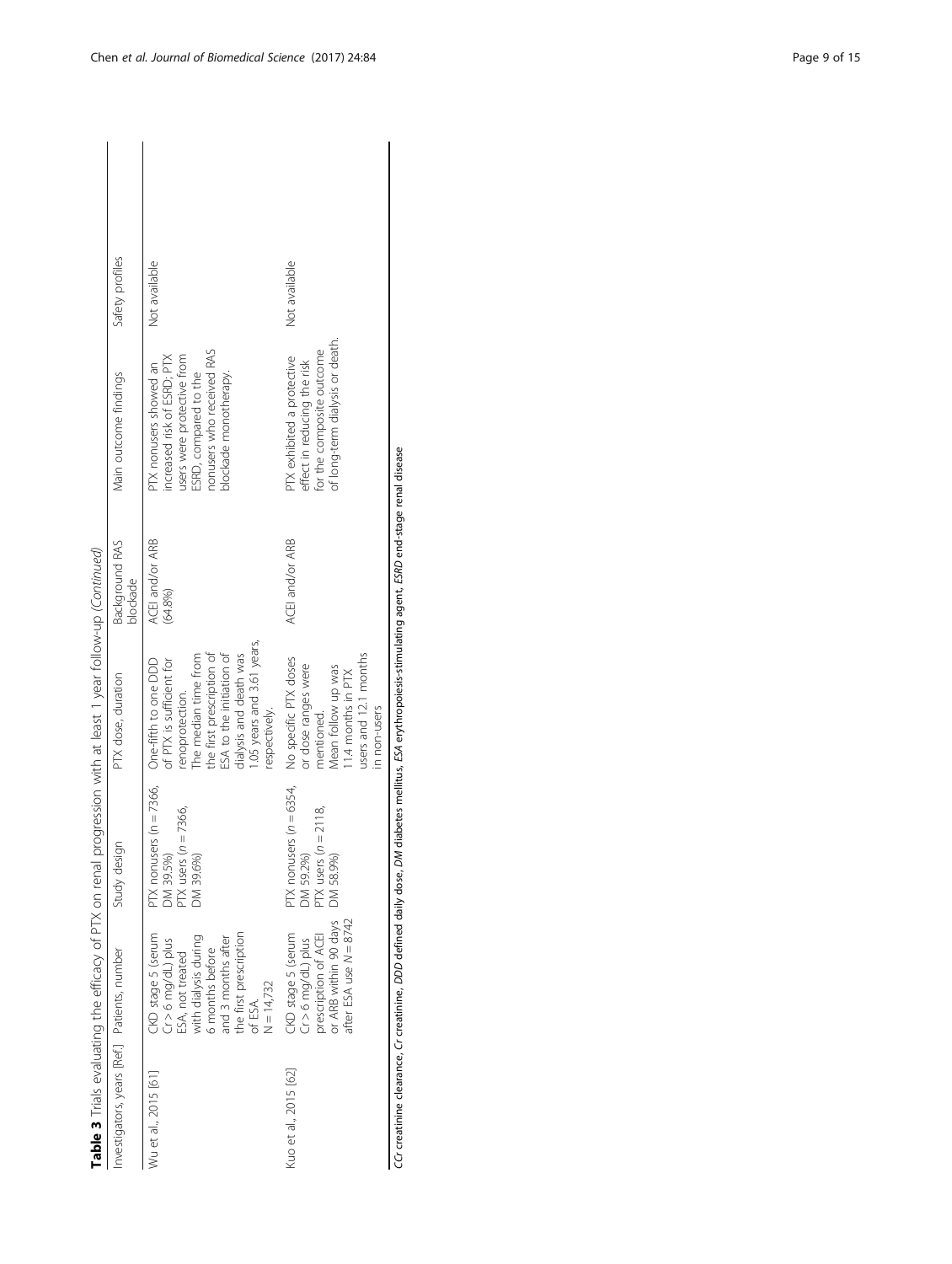**Table 3** Trials evaluating the efficacy of PTX on renal progression with at least 1 year follow-up *(Continued)*

| Investigators, years [Ref.] | Patients, number | Study design | PTX dose, duration | Background RAS blockade | Main outcome findings | Safety profiles |
|---|---|---|---|---|---|---|
| Wu et al., 2015 [61] | CKD stage 5 (serum Cr > 6 mg/dL) plus ESA, not treated with dialysis during 6 months before and 3 months after the first prescription of ESA. N = 14,732 | PTX nonusers (*n* = 7366, DM 39.5%) PTX users (*n* = 7366, DM 39.6%) | One-fifth to one DDD of PTX is sufficient for renoprotection. The median time from the first prescription of ESA to the initiation of dialysis and death was 1.05 years and 3.61 years, respectively. | ACEI and/or ARB (64.8%) | PTX nonusers showed an increased risk of ESRD; PTX users were protective from ESRD, compared to the nonusers who received RAS blockade monotherapy. | Not available |
| Kuo et al., 2015 [62] | CKD stage 5 (serum Cr > 6 mg/dL) plus prescription of ACEI or ARB within 90 days after ESA use *N* = 8742 | PTX nonusers (*n* = 6354, DM 59.2%) PTX users (*n* = 2118, DM 58.9%) | No specific PTX doses or dose ranges were mentioned. Mean follow up was 11.4 months in PTX users and 12.1 months in non-users | ACEI and/or ARB | PTX exhibited a protective effect in reducing the risk for the composite outcome of long-term dialysis or death. | Not available |

*CCr* creatinine clearance, *Cr* creatinine, *DDD* defined daily dose, *DM* diabetes mellitus, *ESA* erythropoiesis-stimulating agent, *ESRD* end-stage renal disease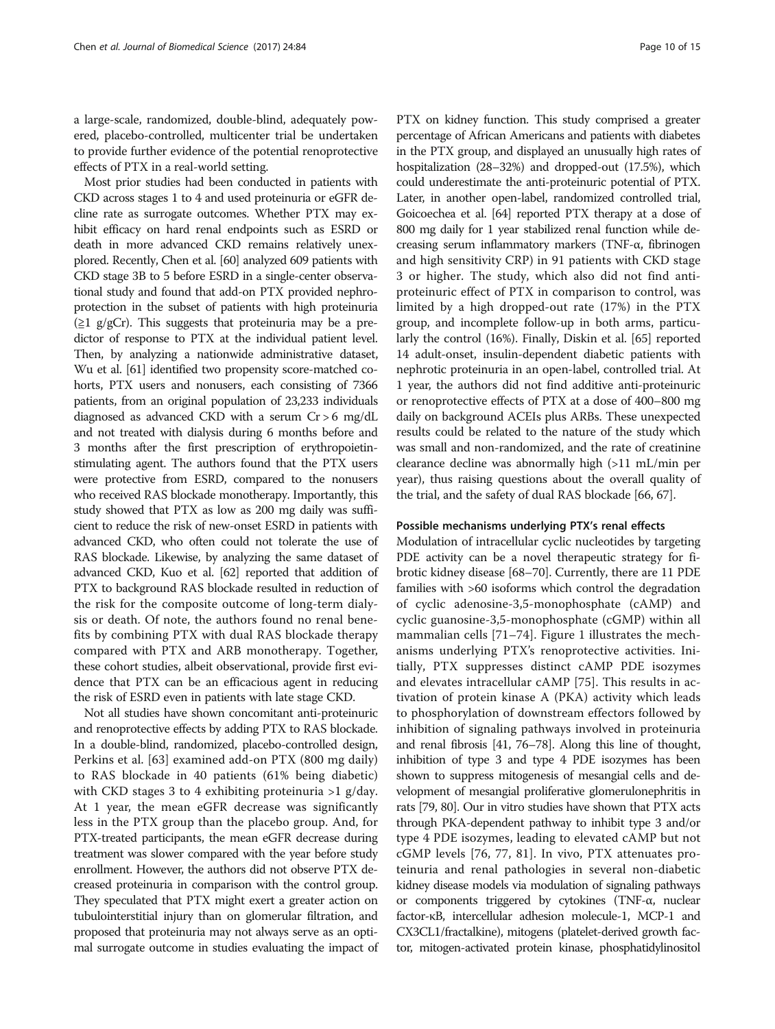a large-scale, randomized, double-blind, adequately powered, placebo-controlled, multicenter trial be undertaken to provide further evidence of the potential renoprotective effects of PTX in a real-world setting.

Most prior studies had been conducted in patients with CKD across stages 1 to 4 and used proteinuria or eGFR decline rate as surrogate outcomes. Whether PTX may exhibit efficacy on hard renal endpoints such as ESRD or death in more advanced CKD remains relatively unexplored. Recently, Chen et al. [60] analyzed 609 patients with CKD stage 3B to 5 before ESRD in a single-center observational study and found that add-on PTX provided nephroprotection in the subset of patients with high proteinuria (≧1 g/gCr). This suggests that proteinuria may be a predictor of response to PTX at the individual patient level. Then, by analyzing a nationwide administrative dataset, Wu et al. [61] identified two propensity score-matched cohorts, PTX users and nonusers, each consisting of 7366 patients, from an original population of 23,233 individuals diagnosed as advanced CKD with a serum Cr > 6 mg/dL and not treated with dialysis during 6 months before and 3 months after the first prescription of erythropoietin-stimulating agent. The authors found that the PTX users were protective from ESRD, compared to the nonusers who received RAS blockade monotherapy. Importantly, this study showed that PTX as low as 200 mg daily was sufficient to reduce the risk of new-onset ESRD in patients with advanced CKD, who often could not tolerate the use of RAS blockade. Likewise, by analyzing the same dataset of advanced CKD, Kuo et al. [62] reported that addition of PTX to background RAS blockade resulted in reduction of the risk for the composite outcome of long-term dialysis or death. Of note, the authors found no renal benefits by combining PTX with dual RAS blockade therapy compared with PTX and ARB monotherapy. Together, these cohort studies, albeit observational, provide first evidence that PTX can be an efficacious agent in reducing the risk of ESRD even in patients with late stage CKD.

Not all studies have shown concomitant anti-proteinuric and renoprotective effects by adding PTX to RAS blockade. In a double-blind, randomized, placebo-controlled design, Perkins et al. [63] examined add-on PTX (800 mg daily) to RAS blockade in 40 patients (61% being diabetic) with CKD stages 3 to 4 exhibiting proteinuria >1 g/day. At 1 year, the mean eGFR decrease was significantly less in the PTX group than the placebo group. And, for PTX-treated participants, the mean eGFR decrease during treatment was slower compared with the year before study enrollment. However, the authors did not observe PTX decreased proteinuria in comparison with the control group. They speculated that PTX might exert a greater action on tubulointerstitial injury than on glomerular filtration, and proposed that proteinuria may not always serve as an optimal surrogate outcome in studies evaluating the impact of PTX on kidney function. This study comprised a greater percentage of African Americans and patients with diabetes in the PTX group, and displayed an unusually high rates of hospitalization (28–32%) and dropped-out (17.5%), which could underestimate the anti-proteinuric potential of PTX. Later, in another open-label, randomized controlled trial, Goicoechea et al. [64] reported PTX therapy at a dose of 800 mg daily for 1 year stabilized renal function while decreasing serum inflammatory markers (TNF-α, fibrinogen and high sensitivity CRP) in 91 patients with CKD stage 3 or higher. The study, which also did not find anti-proteinuric effect of PTX in comparison to control, was limited by a high dropped-out rate (17%) in the PTX group, and incomplete follow-up in both arms, particularly the control (16%). Finally, Diskin et al. [65] reported 14 adult-onset, insulin-dependent diabetic patients with nephrotic proteinuria in an open-label, controlled trial. At 1 year, the authors did not find additive anti-proteinuric or renoprotective effects of PTX at a dose of 400–800 mg daily on background ACEIs plus ARBs. These unexpected results could be related to the nature of the study which was small and non-randomized, and the rate of creatinine clearance decline was abnormally high (>11 mL/min per year), thus raising questions about the overall quality of the trial, and the safety of dual RAS blockade [66, 67].

#### Possible mechanisms underlying PTX's renal effects

Modulation of intracellular cyclic nucleotides by targeting PDE activity can be a novel therapeutic strategy for fibrotic kidney disease [68–70]. Currently, there are 11 PDE families with >60 isoforms which control the degradation of cyclic adenosine-3,5-monophosphate (cAMP) and cyclic guanosine-3,5-monophosphate (cGMP) within all mammalian cells [71–74]. Figure 1 illustrates the mechanisms underlying PTX's renoprotective activities. Initially, PTX suppresses distinct cAMP PDE isozymes and elevates intracellular cAMP [75]. This results in activation of protein kinase A (PKA) activity which leads to phosphorylation of downstream effectors followed by inhibition of signaling pathways involved in proteinuria and renal fibrosis [41, 76–78]. Along this line of thought, inhibition of type 3 and type 4 PDE isozymes has been shown to suppress mitogenesis of mesangial cells and development of mesangial proliferative glomerulonephritis in rats [79, 80]. Our in vitro studies have shown that PTX acts through PKA-dependent pathway to inhibit type 3 and/or type 4 PDE isozymes, leading to elevated cAMP but not cGMP levels [76, 77, 81]. In vivo, PTX attenuates proteinuria and renal pathologies in several non-diabetic kidney disease models via modulation of signaling pathways or components triggered by cytokines (TNF-α, nuclear factor-κB, intercellular adhesion molecule-1, MCP-1 and CX3CL1/fractalkine), mitogens (platelet-derived growth factor, mitogen-activated protein kinase, phosphatidylinositol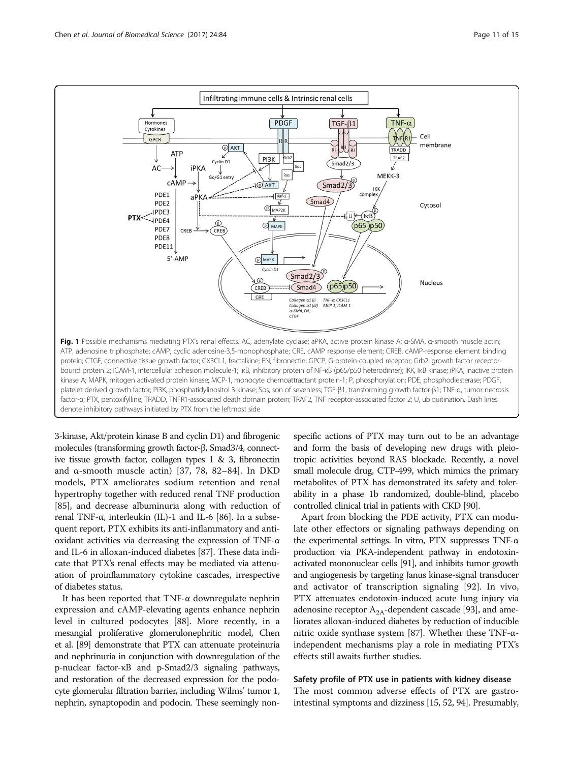Fig. 1 Possible mechanisms mediating PTX's renal effects. AC, adenylate cyclase; aPKA, active protein kinase A; α-SMA, α-smooth muscle actin; ATP, adenosine triphosphate; cAMP, cyclic adenosine-3,5-monophosphate; CRE, cAMP response element; CREB, cAMP-response element binding protein; CTGF, connective tissue growth factor; CX3CL1, fractalkine; FN, fibronectin; GPCP, G-protein-coupled receptor; Grb2, growth factor receptor-bound protein 2; ICAM-1, intercellular adhesion molecule-1; IκB, inhibitory protein of NF-κB (p65/p50 heterodimer); IKK, IκB kinase; iPKA, inactive protein kinase A; MAPK, mitogen activated protein kinase; MCP-1, monocyte chemoattractant protein-1; P, phosphorylation; PDE, phosphodiesterase; PDGF, platelet-derived growth factor; PI3K, phosphatidylinositol 3-kinase; Sos, son of sevenless; TGF-β1, transforming growth factor-β1; TNF-α, tumor necrosis factor-α; PTX, pentoxifylline; TRADD, TNFR1-associated death domain protein; TRAF2, TNF receptor-associated factor 2; U, ubiquitination. Dash lines denote inhibitory pathways initiated by PTX from the leftmost side

3-kinase, Akt/protein kinase B and cyclin D1) and fibrogenic molecules (transforming growth factor-β, Smad3/4, connective tissue growth factor, collagen types 1 & 3, fibronectin and α-smooth muscle actin) [37, 78, 82–84]. In DKD models, PTX ameliorates sodium retention and renal hypertrophy together with reduced renal TNF production [85], and decrease albuminuria along with reduction of renal TNF-α, interleukin (IL)-1 and IL-6 [86]. In a subsequent report, PTX exhibits its anti-inflammatory and antioxidant activities via decreasing the expression of TNF-α and IL-6 in alloxan-induced diabetes [87]. These data indicate that PTX's renal effects may be mediated via attenuation of proinflammatory cytokine cascades, irrespective of diabetes status.

It has been reported that TNF-α downregulate nephrin expression and cAMP-elevating agents enhance nephrin level in cultured podocytes [88]. More recently, in a mesangial proliferative glomerulonephritic model, Chen et al. [89] demonstrate that PTX can attenuate proteinuria and nephrinuria in conjunction with downregulation of the p-nuclear factor-κB and p-Smad2/3 signaling pathways, and restoration of the decreased expression for the podocyte glomerular filtration barrier, including Wilms' tumor 1, nephrin, synaptopodin and podocin. These seemingly non-specific actions of PTX may turn out to be an advantage and form the basis of developing new drugs with pleiotropic activities beyond RAS blockade. Recently, a novel small molecule drug, CTP-499, which mimics the primary metabolites of PTX has demonstrated its safety and tolerability in a phase 1b randomized, double-blind, placebo controlled clinical trial in patients with CKD [90].

Apart from blocking the PDE activity, PTX can modulate other effectors or signaling pathways depending on the experimental settings. In vitro, PTX suppresses TNF-α production via PKA-independent pathway in endotoxin-activated mononuclear cells [91], and inhibits tumor growth and angiogenesis by targeting Janus kinase-signal transducer and activator of transcription signaling [92]. In vivo, PTX attenuates endotoxin-induced acute lung injury via adenosine receptor $A_{2A}$-dependent cascade [93], and ameliorates alloxan-induced diabetes by reduction of inducible nitric oxide synthase system [87]. Whether these TNF-α-independent mechanisms play a role in mediating PTX's effects still awaits further studies.

## Safety profile of PTX use in patients with kidney disease

The most common adverse effects of PTX are gastrointestinal symptoms and dizziness [15, 52, 94]. Presumably,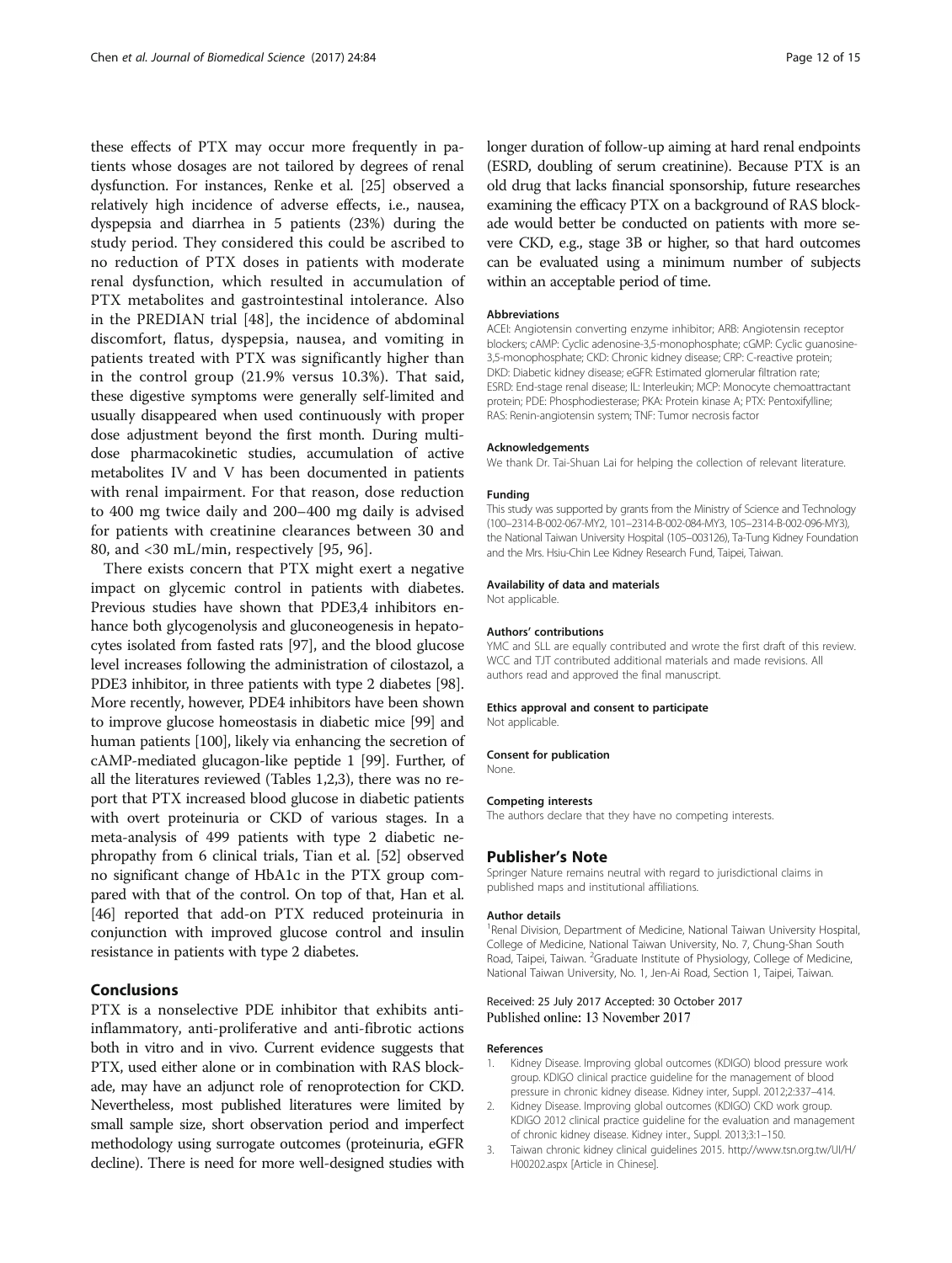these effects of PTX may occur more frequently in patients whose dosages are not tailored by degrees of renal dysfunction. For instances, Renke et al. [25] observed a relatively high incidence of adverse effects, i.e., nausea, dyspepsia and diarrhea in 5 patients (23%) during the study period. They considered this could be ascribed to no reduction of PTX doses in patients with moderate renal dysfunction, which resulted in accumulation of PTX metabolites and gastrointestinal intolerance. Also in the PREDIAN trial [48], the incidence of abdominal discomfort, flatus, dyspepsia, nausea, and vomiting in patients treated with PTX was significantly higher than in the control group (21.9% versus 10.3%). That said, these digestive symptoms were generally self-limited and usually disappeared when used continuously with proper dose adjustment beyond the first month. During multidose pharmacokinetic studies, accumulation of active metabolites IV and V has been documented in patients with renal impairment. For that reason, dose reduction to 400 mg twice daily and 200–400 mg daily is advised for patients with creatinine clearances between 30 and 80, and <30 mL/min, respectively [95, 96].

There exists concern that PTX might exert a negative impact on glycemic control in patients with diabetes. Previous studies have shown that PDE3,4 inhibitors enhance both glycogenolysis and gluconeogenesis in hepatocytes isolated from fasted rats [97], and the blood glucose level increases following the administration of cilostazol, a PDE3 inhibitor, in three patients with type 2 diabetes [98]. More recently, however, PDE4 inhibitors have been shown to improve glucose homeostasis in diabetic mice [99] and human patients [100], likely via enhancing the secretion of cAMP-mediated glucagon-like peptide 1 [99]. Further, of all the literatures reviewed (Tables 1,2,3), there was no report that PTX increased blood glucose in diabetic patients with overt proteinuria or CKD of various stages. In a meta-analysis of 499 patients with type 2 diabetic nephropathy from 6 clinical trials, Tian et al. [52] observed no significant change of HbA1c in the PTX group compared with that of the control. On top of that, Han et al. [46] reported that add-on PTX reduced proteinuria in conjunction with improved glucose control and insulin resistance in patients with type 2 diabetes.

## Conclusions

PTX is a nonselective PDE inhibitor that exhibits anti-inflammatory, anti-proliferative and anti-fibrotic actions both in vitro and in vivo. Current evidence suggests that PTX, used either alone or in combination with RAS blockade, may have an adjunct role of renoprotection for CKD. Nevertheless, most published literatures were limited by small sample size, short observation period and imperfect methodology using surrogate outcomes (proteinuria, eGFR decline). There is need for more well-designed studies with longer duration of follow-up aiming at hard renal endpoints (ESRD, doubling of serum creatinine). Because PTX is an old drug that lacks financial sponsorship, future researches examining the efficacy PTX on a background of RAS blockade would better be conducted on patients with more severe CKD, e.g., stage 3B or higher, so that hard outcomes can be evaluated using a minimum number of subjects within an acceptable period of time.

#### Abbreviations

ACEI: Angiotensin converting enzyme inhibitor; ARB: Angiotensin receptor blockers; cAMP: Cyclic adenosine-3,5-monophosphate; cGMP: Cyclic guanosine-3,5-monophosphate; CKD: Chronic kidney disease; CRP: C-reactive protein; DKD: Diabetic kidney disease; eGFR: Estimated glomerular filtration rate; ESRD: End-stage renal disease; IL: Interleukin; MCP: Monocyte chemoattractant protein; PDE: Phosphodiesterase; PKA: Protein kinase A; PTX: Pentoxifylline; RAS: Renin-angiotensin system; TNF: Tumor necrosis factor

#### Acknowledgements

We thank Dr. Tai-Shuan Lai for helping the collection of relevant literature.

#### Funding

This study was supported by grants from the Ministry of Science and Technology (100–2314-B-002-067-MY2, 101–2314-B-002-084-MY3, 105–2314-B-002-096-MY3), the National Taiwan University Hospital (105–003126), Ta-Tung Kidney Foundation and the Mrs. Hsiu-Chin Lee Kidney Research Fund, Taipei, Taiwan.

#### Availability of data and materials

Not applicable.

#### Authors' contributions

YMC and SLL are equally contributed and wrote the first draft of this review. WCC and TJT contributed additional materials and made revisions. All authors read and approved the final manuscript.

#### Ethics approval and consent to participate

Not applicable.

#### Consent for publication

None.

#### Competing interests

The authors declare that they have no competing interests.

## Publisher's Note

Springer Nature remains neutral with regard to jurisdictional claims in published maps and institutional affiliations.

#### Author details

[1]Renal Division, Department of Medicine, National Taiwan University Hospital, College of Medicine, National Taiwan University, No. 7, Chung-Shan South Road, Taipei, Taiwan. [2]Graduate Institute of Physiology, College of Medicine, National Taiwan University, No. 1, Jen-Ai Road, Section 1, Taipei, Taiwan.

Received: 25 July 2017 Accepted: 30 October 2017
Published online: 13 November 2017

#### References

1. Kidney Disease. Improving global outcomes (KDIGO) blood pressure work group. KDIGO clinical practice guideline for the management of blood pressure in chronic kidney disease. Kidney inter, Suppl. 2012;2:337–414.
2. Kidney Disease. Improving global outcomes (KDIGO) CKD work group. KDIGO 2012 clinical practice guideline for the evaluation and management of chronic kidney disease. Kidney inter., Suppl. 2013;3:1–150.
3. Taiwan chronic kidney clinical guidelines 2015. http://www.tsn.org.tw/UI/H/H00202.aspx [Article in Chinese].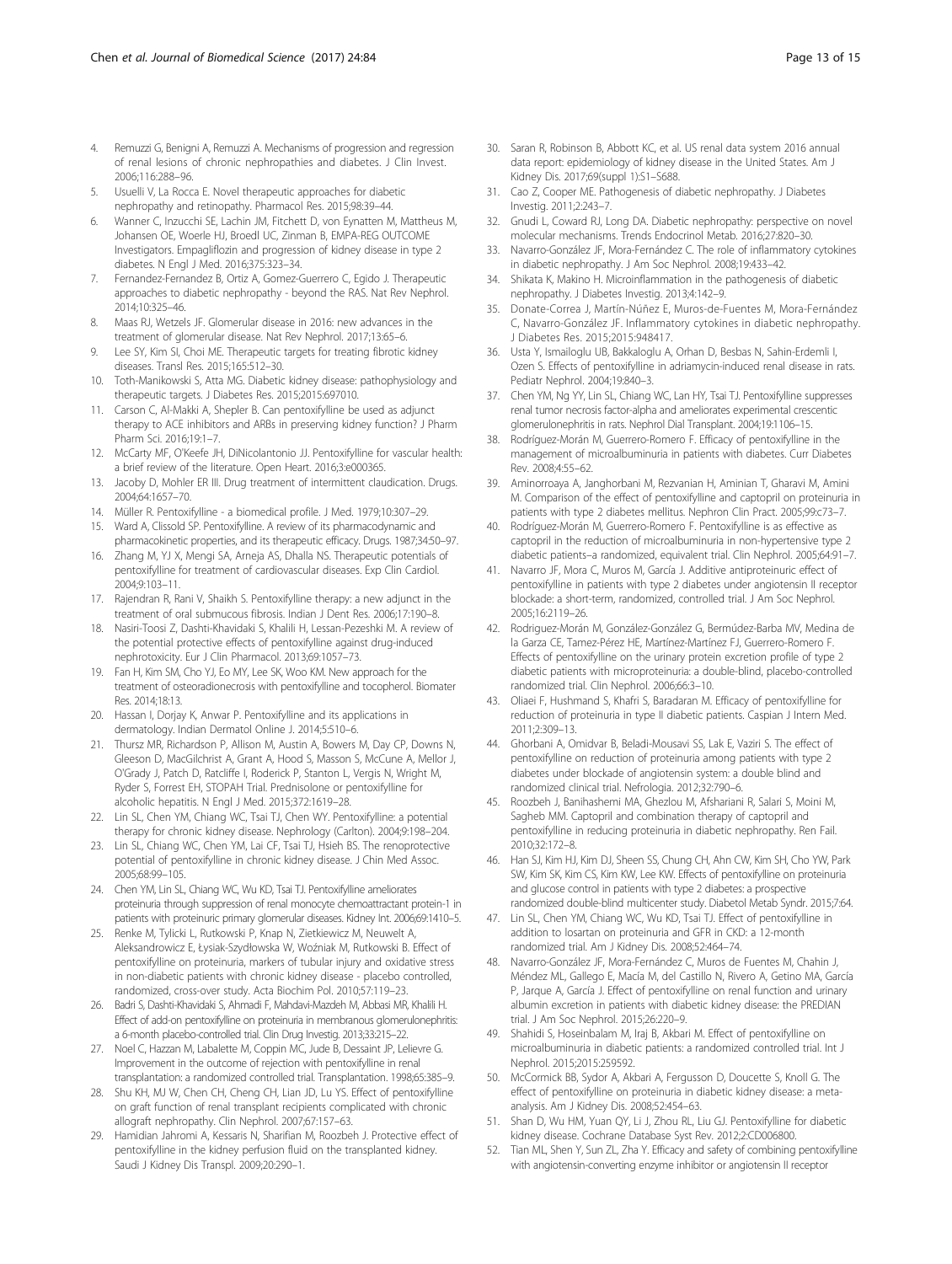4. Remuzzi G, Benigni A, Remuzzi A. Mechanisms of progression and regression of renal lesions of chronic nephropathies and diabetes. J Clin Invest. 2006;116:288–96.
5. Usuelli V, La Rocca E. Novel therapeutic approaches for diabetic nephropathy and retinopathy. Pharmacol Res. 2015;98:39–44.
6. Wanner C, Inzucchi SE, Lachin JM, Fitchett D, von Eynatten M, Mattheus M, Johansen OE, Woerle HJ, Broedl UC, Zinman B, EMPA-REG OUTCOME Investigators. Empagliflozin and progression of kidney disease in type 2 diabetes. N Engl J Med. 2016;375:323–34.
7. Fernandez-Fernandez B, Ortiz A, Gomez-Guerrero C, Egido J. Therapeutic approaches to diabetic nephropathy - beyond the RAS. Nat Rev Nephrol. 2014;10:325–46.
8. Maas RJ, Wetzels JF. Glomerular disease in 2016: new advances in the treatment of glomerular disease. Nat Rev Nephrol. 2017;13:65–6.
9. Lee SY, Kim SI, Choi ME. Therapeutic targets for treating fibrotic kidney diseases. Transl Res. 2015;165:512–30.
10. Toth-Manikowski S, Atta MG. Diabetic kidney disease: pathophysiology and therapeutic targets. J Diabetes Res. 2015;2015:697010.
11. Carson C, Al-Makki A, Shepler B. Can pentoxifylline be used as adjunct therapy to ACE inhibitors and ARBs in preserving kidney function? J Pharm Pharm Sci. 2016;19:1–7.
12. McCarty MF, O'Keefe JH, DiNicolantonio JJ. Pentoxifylline for vascular health: a brief review of the literature. Open Heart. 2016;3:e000365.
13. Jacoby D, Mohler ER III. Drug treatment of intermittent claudication. Drugs. 2004;64:1657–70.
14. Müller R. Pentoxifylline - a biomedical profile. J Med. 1979;10:307–29.
15. Ward A, Clissold SP. Pentoxifylline. A review of its pharmacodynamic and pharmacokinetic properties, and its therapeutic efficacy. Drugs. 1987;34:50–97.
16. Zhang M, YJ X, Mengi SA, Arneja AS, Dhalla NS. Therapeutic potentials of pentoxifylline for treatment of cardiovascular diseases. Exp Clin Cardiol. 2004;9:103–11.
17. Rajendran R, Rani V, Shaikh S. Pentoxifylline therapy: a new adjunct in the treatment of oral submucous fibrosis. Indian J Dent Res. 2006;17:190–8.
18. Nasiri-Toosi Z, Dashti-Khavidaki S, Khalili H, Lessan-Pezeshki M. A review of the potential protective effects of pentoxifylline against drug-induced nephrotoxicity. Eur J Clin Pharmacol. 2013;69:1057–73.
19. Fan H, Kim SM, Cho YJ, Eo MY, Lee SK, Woo KM. New approach for the treatment of osteoradionecrosis with pentoxifylline and tocopherol. Biomater Res. 2014;18:13.
20. Hassan I, Dorjay K, Anwar P. Pentoxifylline and its applications in dermatology. Indian Dermatol Online J. 2014;5:510–6.
21. Thursz MR, Richardson P, Allison M, Austin A, Bowers M, Day CP, Downs N, Gleeson D, MacGilchrist A, Grant A, Hood S, Masson S, McCune A, Mellor J, O'Grady J, Patch D, Ratcliffe I, Roderick P, Stanton L, Vergis N, Wright M, Ryder S, Forrest EH, STOPAH Trial. Prednisolone or pentoxifylline for alcoholic hepatitis. N Engl J Med. 2015;372:1619–28.
22. Lin SL, Chen YM, Chiang WC, Tsai TJ, Chen WY. Pentoxifylline: a potential therapy for chronic kidney disease. Nephrology (Carlton). 2004;9:198–204.
23. Lin SL, Chiang WC, Chen YM, Lai CF, Tsai TJ, Hsieh BS. The renoprotective potential of pentoxifylline in chronic kidney disease. J Chin Med Assoc. 2005;68:99–105.
24. Chen YM, Lin SL, Chiang WC, Wu KD, Tsai TJ. Pentoxifylline ameliorates proteinuria through suppression of renal monocyte chemoattractant protein-1 in patients with proteinuric primary glomerular diseases. Kidney Int. 2006;69:1410–5.
25. Renke M, Tylicki L, Rutkowski P, Knap N, Zietkiewicz M, Neuwelt A, Aleksandrowicz E, Łysiak-Szydłowska W, Woźniak M, Rutkowski B. Effect of pentoxifylline on proteinuria, markers of tubular injury and oxidative stress in non-diabetic patients with chronic kidney disease - placebo controlled, randomized, cross-over study. Acta Biochim Pol. 2010;57:119–23.
26. Badri S, Dashti-Khavidaki S, Ahmadi F, Mahdavi-Mazdeh M, Abbasi MR, Khalili H. Effect of add-on pentoxifylline on proteinuria in membranous glomerulonephritis: a 6-month placebo-controlled trial. Clin Drug Investig. 2013;33:215–22.
27. Noel C, Hazzan M, Labalette M, Coppin MC, Jude B, Dessaint JP, Lelievre G. Improvement in the outcome of rejection with pentoxifylline in renal transplantation: a randomized controlled trial. Transplantation. 1998;65:385–9.
28. Shu KH, MJ W, Chen CH, Cheng CH, Lian JD, Lu YS. Effect of pentoxifylline on graft function of renal transplant recipients complicated with chronic allograft nephropathy. Clin Nephrol. 2007;67:157–63.
29. Hamidian Jahromi A, Kessaris N, Sharifian M, Roozbeh J. Protective effect of pentoxifylline in the kidney perfusion fluid on the transplanted kidney. Saudi J Kidney Dis Transpl. 2009;20:290–1.
30. Saran R, Robinson B, Abbott KC, et al. US renal data system 2016 annual data report: epidemiology of kidney disease in the United States. Am J Kidney Dis. 2017;69(suppl 1):S1–S688.
31. Cao Z, Cooper ME. Pathogenesis of diabetic nephropathy. J Diabetes Investig. 2011;2:243–7.
32. Gnudi L, Coward RJ, Long DA. Diabetic nephropathy: perspective on novel molecular mechanisms. Trends Endocrinol Metab. 2016;27:820–30.
33. Navarro-González JF, Mora-Fernández C. The role of inflammatory cytokines in diabetic nephropathy. J Am Soc Nephrol. 2008;19:433–42.
34. Shikata K, Makino H. Microinflammation in the pathogenesis of diabetic nephropathy. J Diabetes Investig. 2013;4:142–9.
35. Donate-Correa J, Martín-Núñez E, Muros-de-Fuentes M, Mora-Fernández C, Navarro-González JF. Inflammatory cytokines in diabetic nephropathy. J Diabetes Res. 2015;2015:948417.
36. Usta Y, Ismailoglu UB, Bakkaloglu A, Orhan D, Besbas N, Sahin-Erdemli I, Ozen S. Effects of pentoxifylline in adriamycin-induced renal disease in rats. Pediatr Nephrol. 2004;19:840–3.
37. Chen YM, Ng YY, Lin SL, Chiang WC, Lan HY, Tsai TJ. Pentoxifylline suppresses renal tumor necrosis factor-alpha and ameliorates experimental crescentic glomerulonephritis in rats. Nephrol Dial Transplant. 2004;19:1106–15.
38. Rodríguez-Morán M, Guerrero-Romero F. Efficacy of pentoxifylline in the management of microalbuminuria in patients with diabetes. Curr Diabetes Rev. 2008;4:55–62.
39. Aminorroaya A, Janghorbani M, Rezvanian H, Aminian T, Gharavi M, Amini M. Comparison of the effect of pentoxifylline and captopril on proteinuria in patients with type 2 diabetes mellitus. Nephron Clin Pract. 2005;99:c73–7.
40. Rodríguez-Morán M, Guerrero-Romero F. Pentoxifylline is as effective as captopril in the reduction of microalbuminuria in non-hypertensive type 2 diabetic patients–a randomized, equivalent trial. Clin Nephrol. 2005;64:91–7.
41. Navarro JF, Mora C, Muros M, García J. Additive antiproteinuric effect of pentoxifylline in patients with type 2 diabetes under angiotensin II receptor blockade: a short-term, randomized, controlled trial. J Am Soc Nephrol. 2005;16:2119–26.
42. Rodriguez-Morán M, González-González G, Bermúdez-Barba MV, Medina de la Garza CE, Tamez-Pérez HE, Martínez-Martínez FJ, Guerrero-Romero F. Effects of pentoxifylline on the urinary protein excretion profile of type 2 diabetic patients with microproteinuria: a double-blind, placebo-controlled randomized trial. Clin Nephrol. 2006;66:3–10.
43. Oliaei F, Hushmand S, Khafri S, Baradaran M. Efficacy of pentoxifylline for reduction of proteinuria in type II diabetic patients. Caspian J Intern Med. 2011;2:309–13.
44. Ghorbani A, Omidvar B, Beladi-Mousavi SS, Lak E, Vaziri S. The effect of pentoxifylline on reduction of proteinuria among patients with type 2 diabetes under blockade of angiotensin system: a double blind and randomized clinical trial. Nefrologia. 2012;32:790–6.
45. Roozbeh J, Banihashemi MA, Ghezlou M, Afshariani R, Salari S, Moini M, Sagheb MM. Captopril and combination therapy of captopril and pentoxifylline in reducing proteinuria in diabetic nephropathy. Ren Fail. 2010;32:172–8.
46. Han SJ, Kim HJ, Kim DJ, Sheen SS, Chung CH, Ahn CW, Kim SH, Cho YW, Park SW, Kim SK, Kim CS, Kim KW, Lee KW. Effects of pentoxifylline on proteinuria and glucose control in patients with type 2 diabetes: a prospective randomized double-blind multicenter study. Diabetol Metab Syndr. 2015;7:64.
47. Lin SL, Chen YM, Chiang WC, Wu KD, Tsai TJ. Effect of pentoxifylline in addition to losartan on proteinuria and GFR in CKD: a 12-month randomized trial. Am J Kidney Dis. 2008;52:464–74.
48. Navarro-González JF, Mora-Fernández C, Muros de Fuentes M, Chahin J, Méndez ML, Gallego E, Macía M, del Castillo N, Rivero A, Getino MA, García P, Jarque A, García J. Effect of pentoxifylline on renal function and urinary albumin excretion in patients with diabetic kidney disease: the PREDIAN trial. J Am Soc Nephrol. 2015;26:220–9.
49. Shahidi S, Hoseinbalam M, Iraj B, Akbari M. Effect of pentoxifylline on microalbuminuria in diabetic patients: a randomized controlled trial. Int J Nephrol. 2015;2015:259592.
50. McCormick BB, Sydor A, Akbari A, Fergusson D, Doucette S, Knoll G. The effect of pentoxifylline on proteinuria in diabetic kidney disease: a meta-analysis. Am J Kidney Dis. 2008;52:454–63.
51. Shan D, Wu HM, Yuan QY, Li J, Zhou RL, Liu GJ. Pentoxifylline for diabetic kidney disease. Cochrane Database Syst Rev. 2012;2:CD006800.
52. Tian ML, Shen Y, Sun ZL, Zha Y. Efficacy and safety of combining pentoxifylline with angiotensin-converting enzyme inhibitor or angiotensin II receptor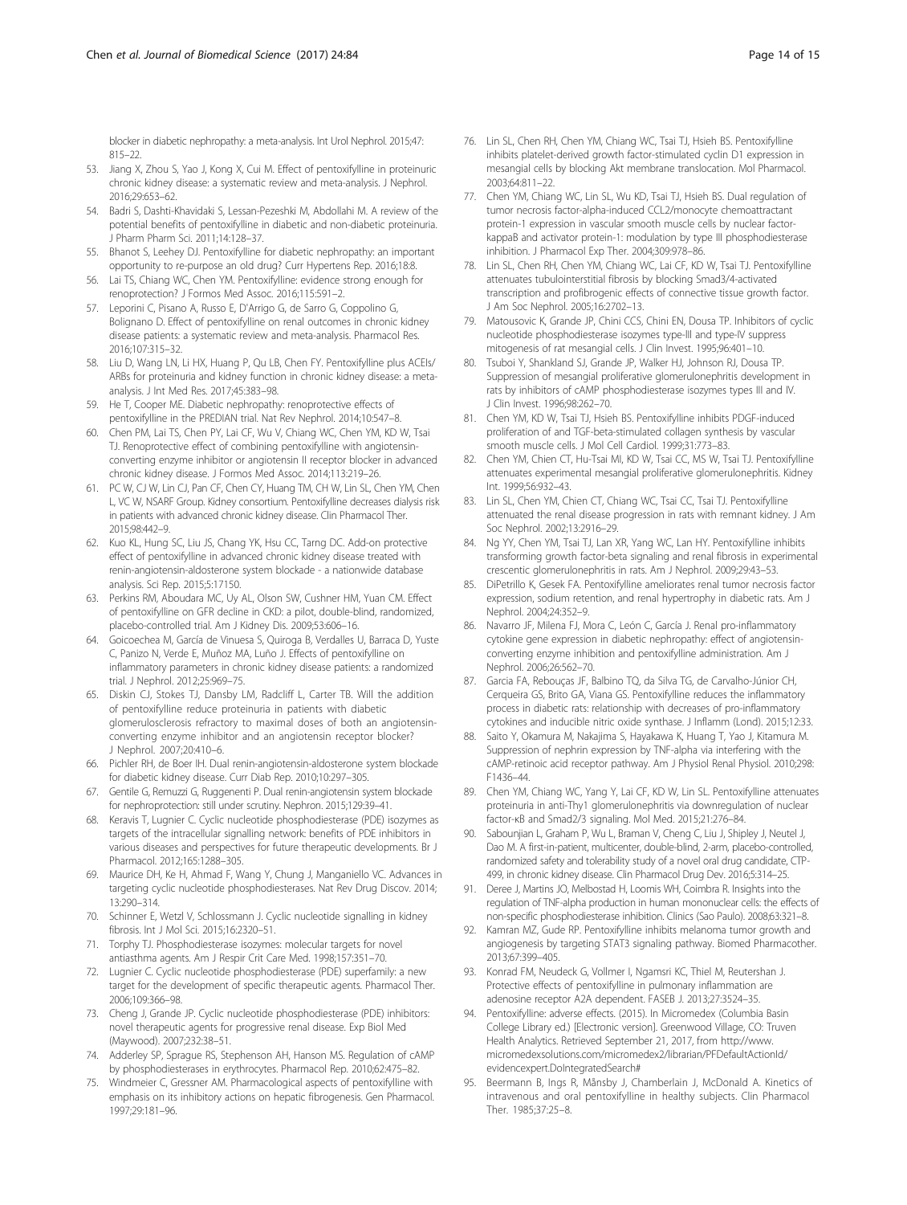blocker in diabetic nephropathy: a meta-analysis. Int Urol Nephrol. 2015;47: 815–22.

53. Jiang X, Zhou S, Yao J, Kong X, Cui M. Effect of pentoxifylline in proteinuric chronic kidney disease: a systematic review and meta-analysis. J Nephrol. 2016;29:653–62.
54. Badri S, Dashti-Khavidaki S, Lessan-Pezeshki M, Abdollahi M. A review of the potential benefits of pentoxifylline in diabetic and non-diabetic proteinuria. J Pharm Pharm Sci. 2011;14:128–37.
55. Bhanot S, Leehey DJ. Pentoxifylline for diabetic nephropathy: an important opportunity to re-purpose an old drug? Curr Hypertens Rep. 2016;18:8.
56. Lai TS, Chiang WC, Chen YM. Pentoxifylline: evidence strong enough for renoprotection? J Formos Med Assoc. 2016;115:591–2.
57. Leporini C, Pisano A, Russo E, D'Arrigo G, de Sarro G, Coppolino G, Bolignano D. Effect of pentoxifylline on renal outcomes in chronic kidney disease patients: a systematic review and meta-analysis. Pharmacol Res. 2016;107:315–32.
58. Liu D, Wang LN, Li HX, Huang P, Qu LB, Chen FY. Pentoxifylline plus ACEIs/ ARBs for proteinuria and kidney function in chronic kidney disease: a meta-analysis. J Int Med Res. 2017;45:383–98.
59. He T, Cooper ME. Diabetic nephropathy: renoprotective effects of pentoxifylline in the PREDIAN trial. Nat Rev Nephrol. 2014;10:547–8.
60. Chen PM, Lai TS, Chen PY, Lai CF, Wu V, Chiang WC, Chen YM, KD W, Tsai TJ. Renoprotective effect of combining pentoxifylline with angiotensin-converting enzyme inhibitor or angiotensin II receptor blocker in advanced chronic kidney disease. J Formos Med Assoc. 2014;113:219–26.
61. PC W, CJ W, Lin CJ, Pan CF, Chen CY, Huang TM, CH W, Lin SL, Chen YM, Chen L, VC W, NSARF Group. Kidney consortium. Pentoxifylline decreases dialysis risk in patients with advanced chronic kidney disease. Clin Pharmacol Ther. 2015;98:442–9.
62. Kuo KL, Hung SC, Liu JS, Chang YK, Hsu CC, Tarng DC. Add-on protective effect of pentoxifylline in advanced chronic kidney disease treated with renin-angiotensin-aldosterone system blockade - a nationwide database analysis. Sci Rep. 2015;5:17150.
63. Perkins RM, Aboudara MC, Uy AL, Olson SW, Cushner HM, Yuan CM. Effect of pentoxifylline on GFR decline in CKD: a pilot, double-blind, randomized, placebo-controlled trial. Am J Kidney Dis. 2009;53:606–16.
64. Goicoechea M, García de Vinuesa S, Quiroga B, Verdalles U, Barraca D, Yuste C, Panizo N, Verde E, Muñoz MA, Luño J. Effects of pentoxifylline on inflammatory parameters in chronic kidney disease patients: a randomized trial. J Nephrol. 2012;25:969–75.
65. Diskin CJ, Stokes TJ, Dansby LM, Radcliff L, Carter TB. Will the addition of pentoxifylline reduce proteinuria in patients with diabetic glomerulosclerosis refractory to maximal doses of both an angiotensin-converting enzyme inhibitor and an angiotensin receptor blocker? J Nephrol. 2007;20:410–6.
66. Pichler RH, de Boer IH. Dual renin-angiotensin-aldosterone system blockade for diabetic kidney disease. Curr Diab Rep. 2010;10:297–305.
67. Gentile G, Remuzzi G, Ruggenenti P. Dual renin-angiotensin system blockade for nephroprotection: still under scrutiny. Nephron. 2015;129:39–41.
68. Keravis T, Lugnier C. Cyclic nucleotide phosphodiesterase (PDE) isozymes as targets of the intracellular signalling network: benefits of PDE inhibitors in various diseases and perspectives for future therapeutic developments. Br J Pharmacol. 2012;165:1288–305.
69. Maurice DH, Ke H, Ahmad F, Wang Y, Chung J, Manganiello VC. Advances in targeting cyclic nucleotide phosphodiesterases. Nat Rev Drug Discov. 2014; 13:290–314.
70. Schinner E, Wetzl V, Schlossmann J. Cyclic nucleotide signalling in kidney fibrosis. Int J Mol Sci. 2015;16:2320–51.
71. Torphy TJ. Phosphodiesterase isozymes: molecular targets for novel antiasthma agents. Am J Respir Crit Care Med. 1998;157:351–70.
72. Lugnier C. Cyclic nucleotide phosphodiesterase (PDE) superfamily: a new target for the development of specific therapeutic agents. Pharmacol Ther. 2006;109:366–98.
73. Cheng J, Grande JP. Cyclic nucleotide phosphodiesterase (PDE) inhibitors: novel therapeutic agents for progressive renal disease. Exp Biol Med (Maywood). 2007;232:38–51.
74. Adderley SP, Sprague RS, Stephenson AH, Hanson MS. Regulation of cAMP by phosphodiesterases in erythrocytes. Pharmacol Rep. 2010;62:475–82.
75. Windmeier C, Gressner AM. Pharmacological aspects of pentoxifylline with emphasis on its inhibitory actions on hepatic fibrogenesis. Gen Pharmacol. 1997;29:181–96.
76. Lin SL, Chen RH, Chen YM, Chiang WC, Tsai TJ, Hsieh BS. Pentoxifylline inhibits platelet-derived growth factor-stimulated cyclin D1 expression in mesangial cells by blocking Akt membrane translocation. Mol Pharmacol. 2003;64:811–22.
77. Chen YM, Chiang WC, Lin SL, Wu KD, Tsai TJ, Hsieh BS. Dual regulation of tumor necrosis factor-alpha-induced CCL2/monocyte chemoattractant protein-1 expression in vascular smooth muscle cells by nuclear factor-kappaB and activator protein-1: modulation by type III phosphodiesterase inhibition. J Pharmacol Exp Ther. 2004;309:978–86.
78. Lin SL, Chen RH, Chen YM, Chiang WC, Lai CF, KD W, Tsai TJ. Pentoxifylline attenuates tubulointerstitial fibrosis by blocking Smad3/4-activated transcription and profibrogenic effects of connective tissue growth factor. J Am Soc Nephrol. 2005;16:2702–13.
79. Matousovic K, Grande JP, Chini CCS, Chini EN, Dousa TP. Inhibitors of cyclic nucleotide phosphodiesterase isozymes type-III and type-IV suppress mitogenesis of rat mesangial cells. J Clin Invest. 1995;96:401–10.
80. Tsuboi Y, Shankland SJ, Grande JP, Walker HJ, Johnson RJ, Dousa TP. Suppression of mesangial proliferative glomerulonephritis development in rats by inhibitors of cAMP phosphodiesterase isozymes types III and IV. J Clin Invest. 1996;98:262–70.
81. Chen YM, KD W, Tsai TJ, Hsieh BS. Pentoxifylline inhibits PDGF-induced proliferation of and TGF-beta-stimulated collagen synthesis by vascular smooth muscle cells. J Mol Cell Cardiol. 1999;31:773–83.
82. Chen YM, Chien CT, Hu-Tsai MI, KD W, Tsai CC, MS W, Tsai TJ. Pentoxifylline attenuates experimental mesangial proliferative glomerulonephritis. Kidney Int. 1999;56:932–43.
83. Lin SL, Chen YM, Chien CT, Chiang WC, Tsai CC, Tsai TJ. Pentoxifylline attenuated the renal disease progression in rats with remnant kidney. J Am Soc Nephrol. 2002;13:2916–29.
84. Ng YY, Chen YM, Tsai TJ, Lan XR, Yang WC, Lan HY. Pentoxifylline inhibits transforming growth factor-beta signaling and renal fibrosis in experimental crescentic glomerulonephritis in rats. Am J Nephrol. 2009;29:43–53.
85. DiPetrillo K, Gesek FA. Pentoxifylline ameliorates renal tumor necrosis factor expression, sodium retention, and renal hypertrophy in diabetic rats. Am J Nephrol. 2004;24:352–9.
86. Navarro JF, Milena FJ, Mora C, León C, García J. Renal pro-inflammatory cytokine gene expression in diabetic nephropathy: effect of angiotensin-converting enzyme inhibition and pentoxifylline administration. Am J Nephrol. 2006;26:562–70.
87. Garcia FA, Rebouças JF, Balbino TQ, da Silva TG, de Carvalho-Júnior CH, Cerqueira GS, Brito GA, Viana GS. Pentoxifylline reduces the inflammatory process in diabetic rats: relationship with decreases of pro-inflammatory cytokines and inducible nitric oxide synthase. J Inflamm (Lond). 2015;12:33.
88. Saito Y, Okamura M, Nakajima S, Hayakawa K, Huang T, Yao J, Kitamura M. Suppression of nephrin expression by TNF-alpha via interfering with the cAMP-retinoic acid receptor pathway. Am J Physiol Renal Physiol. 2010;298: F1436–44.
89. Chen YM, Chiang WC, Yang Y, Lai CF, KD W, Lin SL. Pentoxifylline attenuates proteinuria in anti-Thy1 glomerulonephritis via downregulation of nuclear factor-κB and Smad2/3 signaling. Mol Med. 2015;21:276–84.
90. Sabounjian L, Graham P, Wu L, Braman V, Cheng C, Liu J, Shipley J, Neutel J, Dao M. A first-in-patient, multicenter, double-blind, 2-arm, placebo-controlled, randomized safety and tolerability study of a novel oral drug candidate, CTP-499, in chronic kidney disease. Clin Pharmacol Drug Dev. 2016;5:314–25.
91. Deree J, Martins JO, Melbostad H, Loomis WH, Coimbra R. Insights into the regulation of TNF-alpha production in human mononuclear cells: the effects of non-specific phosphodiesterase inhibition. Clinics (Sao Paulo). 2008;63:321–8.
92. Kamran MZ, Gude RP. Pentoxifylline inhibits melanoma tumor growth and angiogenesis by targeting STAT3 signaling pathway. Biomed Pharmacother. 2013;67:399–405.
93. Konrad FM, Neudeck G, Vollmer I, Ngamsri KC, Thiel M, Reutershan J. Protective effects of pentoxifylline in pulmonary inflammation are adenosine receptor A2A dependent. FASEB J. 2013;27:3524–35.
94. Pentoxifylline: adverse effects. (2015). In Micromedex (Columbia Basin College Library ed.) [Electronic version]. Greenwood Village, CO: Truven Health Analytics. Retrieved September 21, 2017, from http://www.micromedexsolutions.com/micromedex2/librarian/PFDefaultActionId/evidencexpert.DoIntegratedSearch#
95. Beermann B, Ings R, Månsby J, Chamberlain J, McDonald A. Kinetics of intravenous and oral pentoxifylline in healthy subjects. Clin Pharmacol Ther. 1985;37:25–8.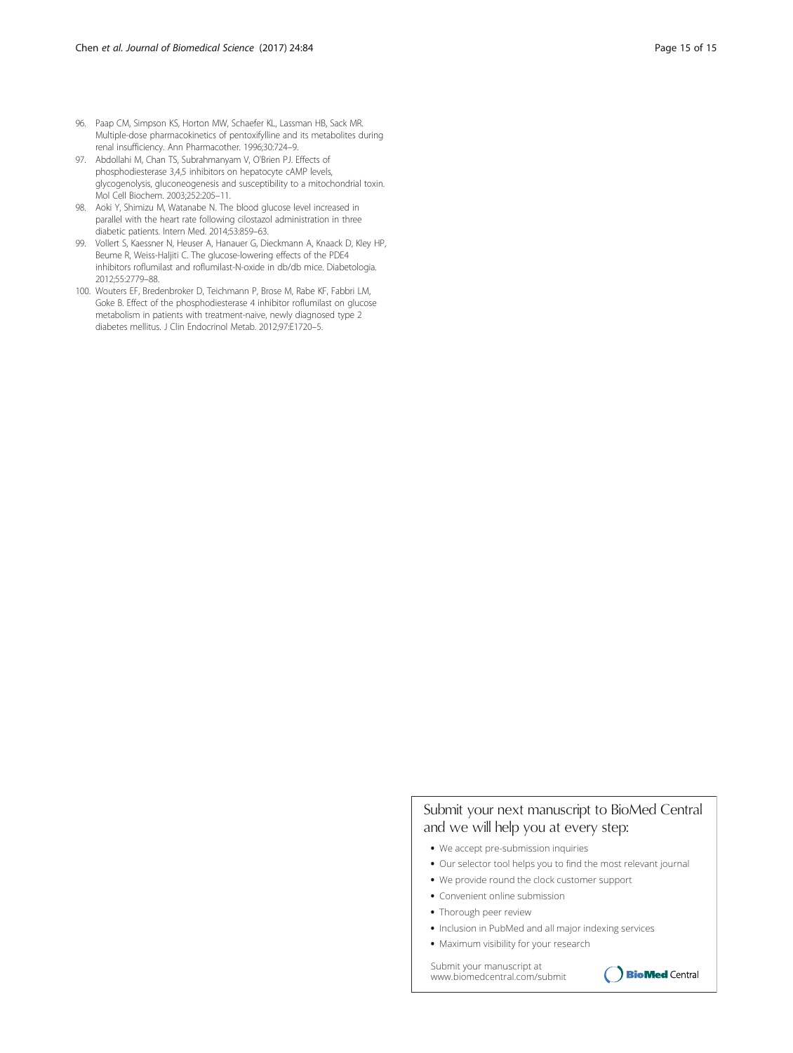96. Paap CM, Simpson KS, Horton MW, Schaefer KL, Lassman HB, Sack MR. Multiple-dose pharmacokinetics of pentoxifylline and its metabolites during renal insufficiency. Ann Pharmacother. 1996;30:724–9.
97. Abdollahi M, Chan TS, Subrahmanyam V, O'Brien PJ. Effects of phosphodiesterase 3,4,5 inhibitors on hepatocyte cAMP levels, glycogenolysis, gluconeogenesis and susceptibility to a mitochondrial toxin. Mol Cell Biochem. 2003;252:205–11.
98. Aoki Y, Shimizu M, Watanabe N. The blood glucose level increased in parallel with the heart rate following cilostazol administration in three diabetic patients. Intern Med. 2014;53:859–63.
99. Vollert S, Kaessner N, Heuser A, Hanauer G, Dieckmann A, Knaack D, Kley HP, Beume R, Weiss-Haljiti C. The glucose-lowering effects of the PDE4 inhibitors roflumilast and roflumilast-N-oxide in db/db mice. Diabetologia. 2012;55:2779–88.
100. Wouters EF, Bredenbroker D, Teichmann P, Brose M, Rabe KF, Fabbri LM, Goke B. Effect of the phosphodiesterase 4 inhibitor roflumilast on glucose metabolism in patients with treatment-naive, newly diagnosed type 2 diabetes mellitus. J Clin Endocrinol Metab. 2012;97:E1720–5.

Submit your next manuscript to BioMed Central and we will help you at every step:

- We accept pre-submission inquiries
- Our selector tool helps you to find the most relevant journal
- We provide round the clock customer support
- Convenient online submission
- Thorough peer review
- Inclusion in PubMed and all major indexing services
- Maximum visibility for your research

Submit your manuscript at
www.biomedcentral.com/submit

BioMed Central